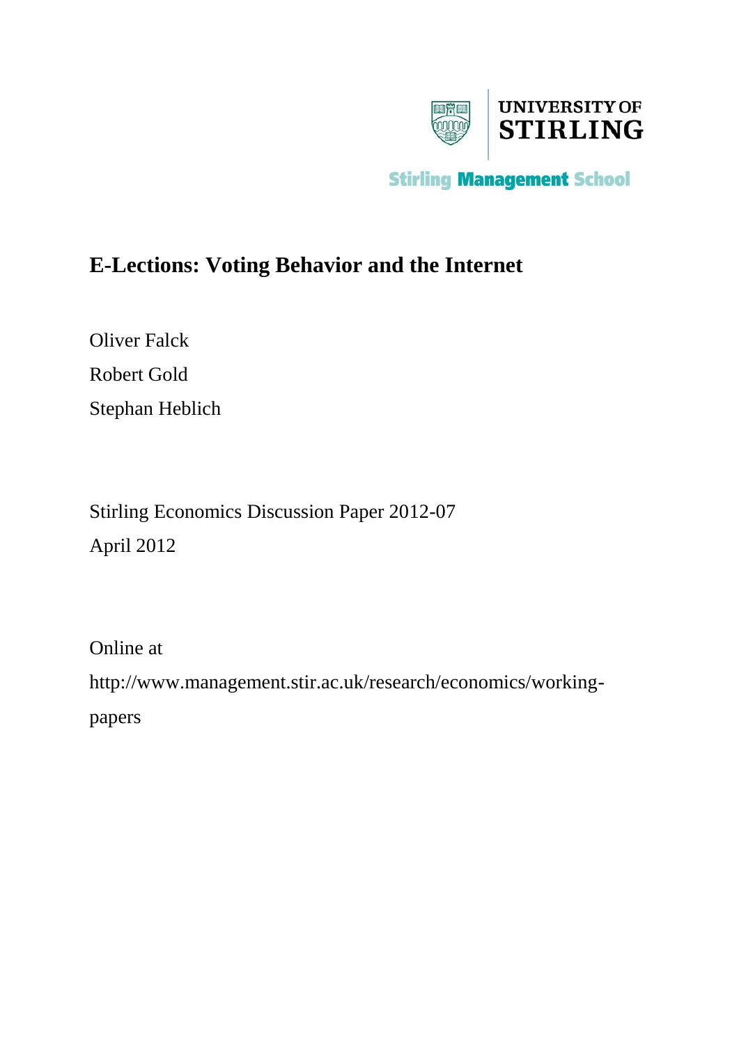UNIVERSITY OF STIRLING

Stirling Management School

# E-Lections: Voting Behavior and the Internet

Oliver Falck

Robert Gold

Stephan Heblich

Stirling Economics Discussion Paper 2012-07

April 2012

Online at

http://www.management.stir.ac.uk/research/economics/working-papers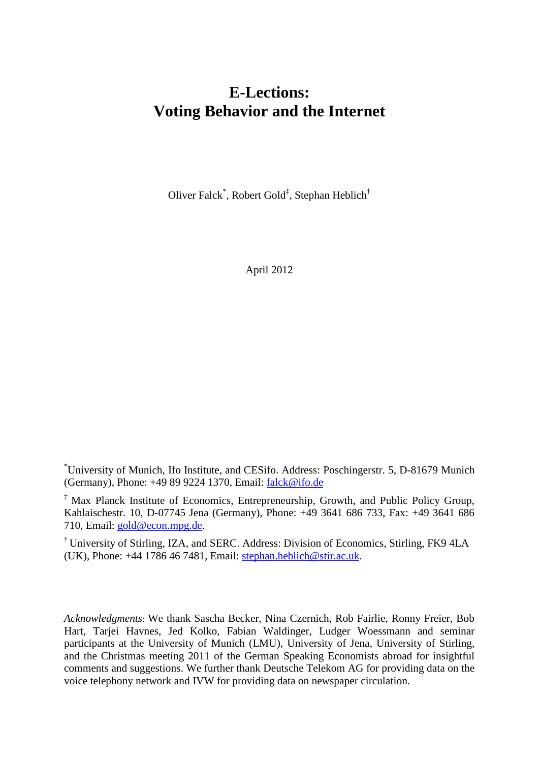# E-Lections: Voting Behavior and the Internet

Oliver Falck[*], Robert Gold[‡], Stephan Heblich[†]

April 2012

[*]University of Munich, Ifo Institute, and CESifo. Address: Poschingerstr. 5, D-81679 Munich (Germany), Phone: +49 89 9224 1370, Email: falck@ifo.de

[‡] Max Planck Institute of Economics, Entrepreneurship, Growth, and Public Policy Group, Kahlaischestr. 10, D-07745 Jena (Germany), Phone: +49 3641 686 733, Fax: +49 3641 686 710, Email: gold@econ.mpg.de.

[†] University of Stirling, IZA, and SERC. Address: Division of Economics, Stirling, FK9 4LA (UK), Phone: +44 1786 46 7481, Email: stephan.heblich@stir.ac.uk.

*Acknowledgments*: We thank Sascha Becker, Nina Czernich, Rob Fairlie, Ronny Freier, Bob Hart, Tarjei Havnes, Jed Kolko, Fabian Waldinger, Ludger Woessmann and seminar participants at the University of Munich (LMU), University of Jena, University of Stirling, and the Christmas meeting 2011 of the German Speaking Economists abroad for insightful comments and suggestions. We further thank Deutsche Telekom AG for providing data on the voice telephony network and IVW for providing data on newspaper circulation.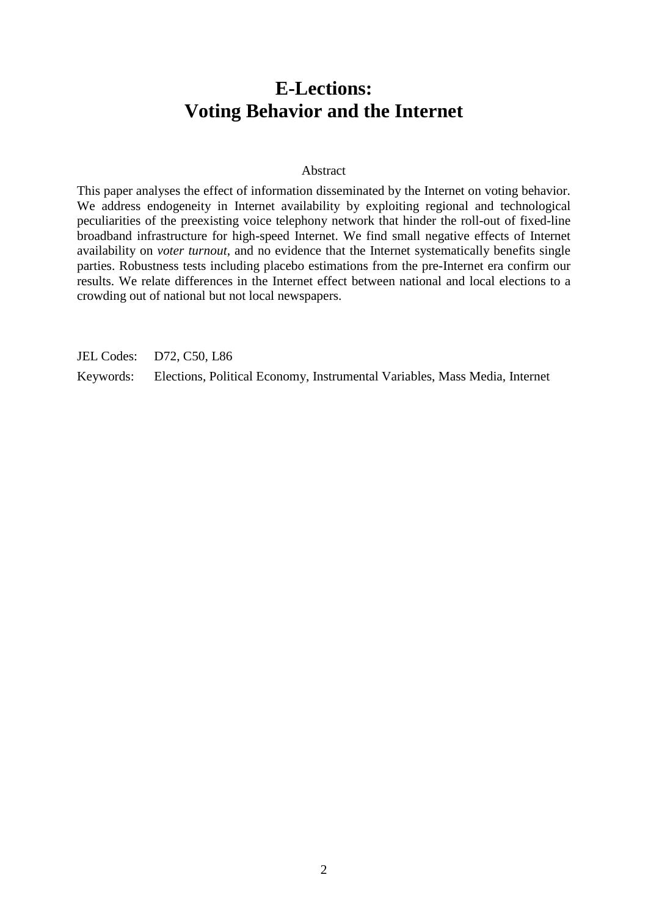# E-Lections: Voting Behavior and the Internet

Abstract

This paper analyses the effect of information disseminated by the Internet on voting behavior. We address endogeneity in Internet availability by exploiting regional and technological peculiarities of the preexisting voice telephony network that hinder the roll-out of fixed-line broadband infrastructure for high-speed Internet. We find small negative effects of Internet availability on *voter turnout*, and no evidence that the Internet systematically benefits single parties. Robustness tests including placebo estimations from the pre-Internet era confirm our results. We relate differences in the Internet effect between national and local elections to a crowding out of national but not local newspapers.

JEL Codes: D72, C50, L86

Keywords: Elections, Political Economy, Instrumental Variables, Mass Media, Internet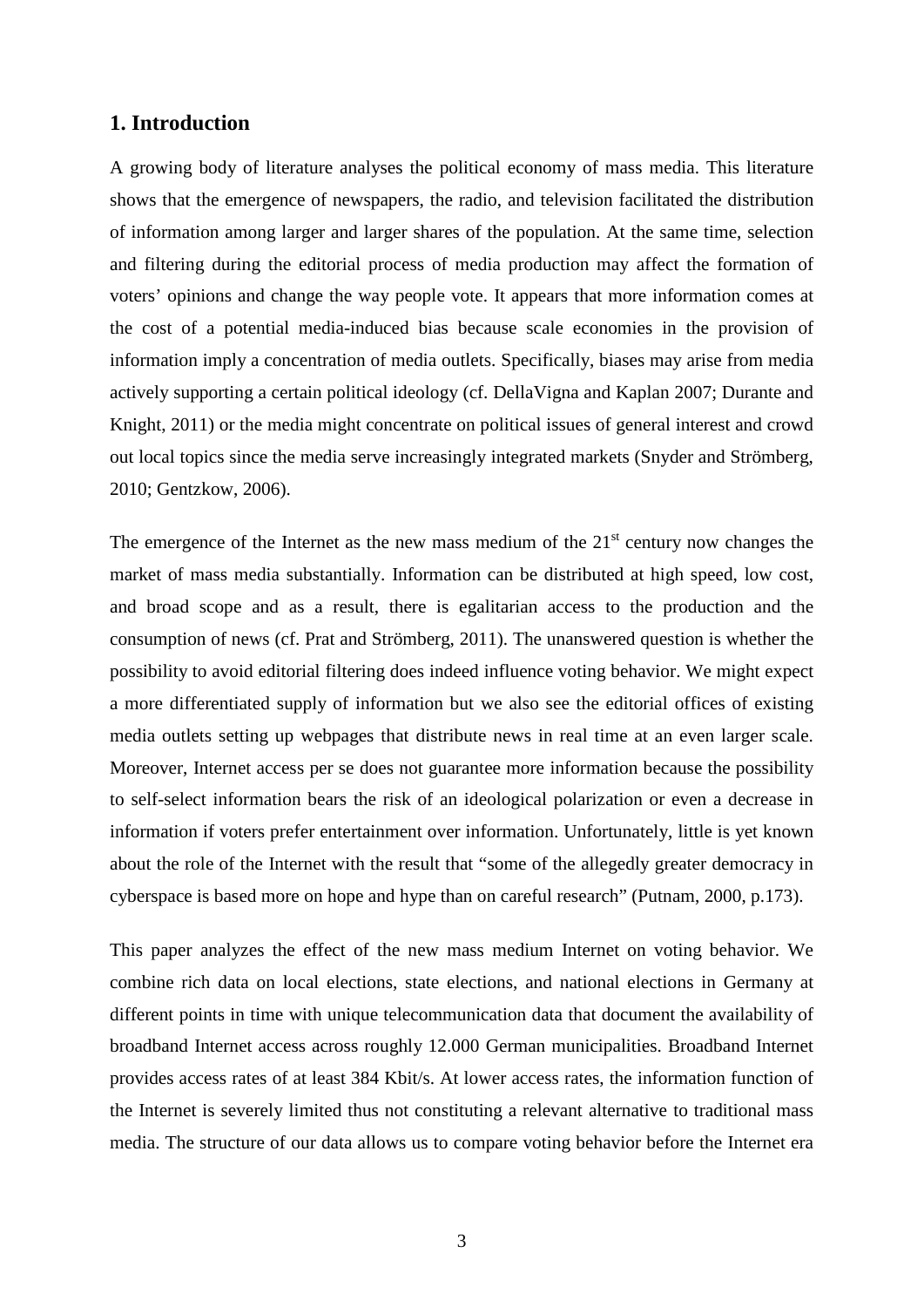## 1. Introduction

A growing body of literature analyses the political economy of mass media. This literature shows that the emergence of newspapers, the radio, and television facilitated the distribution of information among larger and larger shares of the population. At the same time, selection and filtering during the editorial process of media production may affect the formation of voters' opinions and change the way people vote. It appears that more information comes at the cost of a potential media-induced bias because scale economies in the provision of information imply a concentration of media outlets. Specifically, biases may arise from media actively supporting a certain political ideology (cf. DellaVigna and Kaplan 2007; Durante and Knight, 2011) or the media might concentrate on political issues of general interest and crowd out local topics since the media serve increasingly integrated markets (Snyder and Strömberg, 2010; Gentzkow, 2006).

The emergence of the Internet as the new mass medium of the 21st century now changes the market of mass media substantially. Information can be distributed at high speed, low cost, and broad scope and as a result, there is egalitarian access to the production and the consumption of news (cf. Prat and Strömberg, 2011). The unanswered question is whether the possibility to avoid editorial filtering does indeed influence voting behavior. We might expect a more differentiated supply of information but we also see the editorial offices of existing media outlets setting up webpages that distribute news in real time at an even larger scale. Moreover, Internet access per se does not guarantee more information because the possibility to self-select information bears the risk of an ideological polarization or even a decrease in information if voters prefer entertainment over information. Unfortunately, little is yet known about the role of the Internet with the result that "some of the allegedly greater democracy in cyberspace is based more on hope and hype than on careful research" (Putnam, 2000, p.173).

This paper analyzes the effect of the new mass medium Internet on voting behavior. We combine rich data on local elections, state elections, and national elections in Germany at different points in time with unique telecommunication data that document the availability of broadband Internet access across roughly 12.000 German municipalities. Broadband Internet provides access rates of at least 384 Kbit/s. At lower access rates, the information function of the Internet is severely limited thus not constituting a relevant alternative to traditional mass media. The structure of our data allows us to compare voting behavior before the Internet era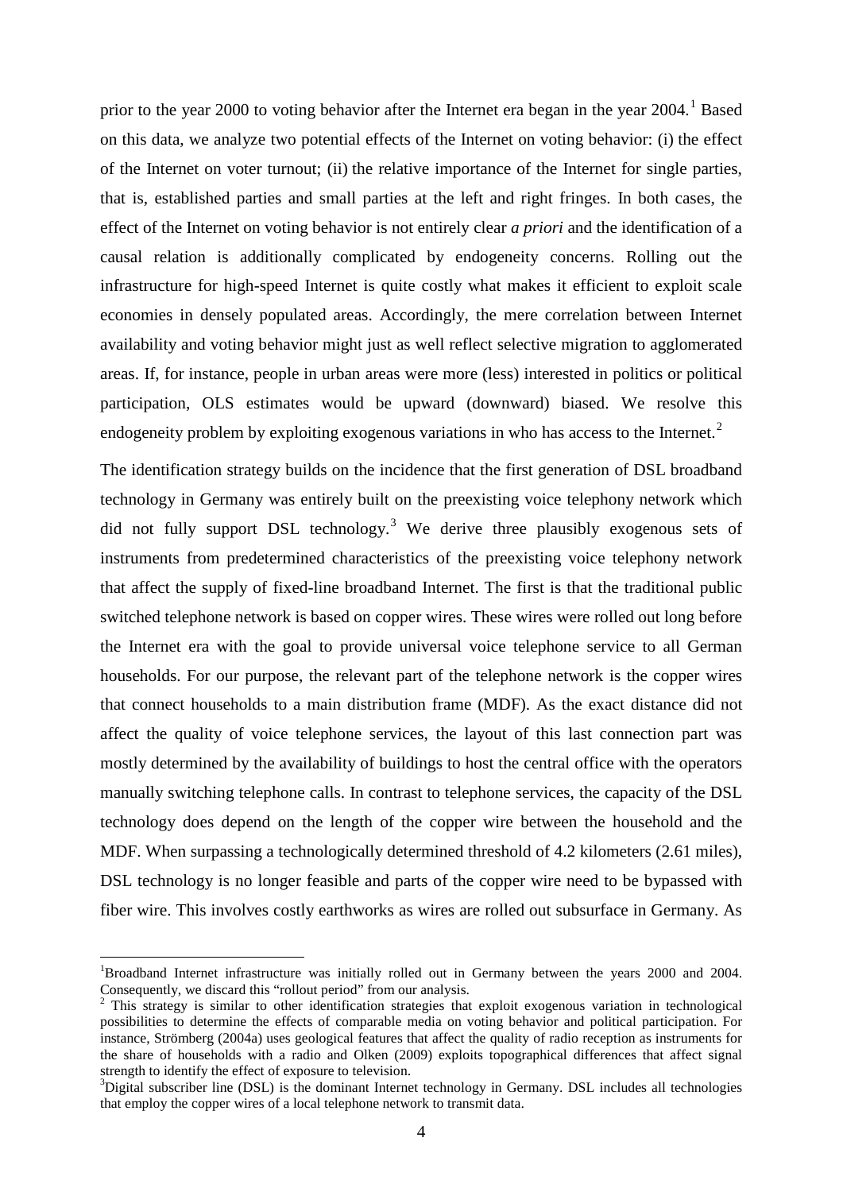prior to the year 2000 to voting behavior after the Internet era began in the year 2004.[1] Based on this data, we analyze two potential effects of the Internet on voting behavior: (i) the effect of the Internet on voter turnout; (ii) the relative importance of the Internet for single parties, that is, established parties and small parties at the left and right fringes. In both cases, the effect of the Internet on voting behavior is not entirely clear *a priori* and the identification of a causal relation is additionally complicated by endogeneity concerns. Rolling out the infrastructure for high-speed Internet is quite costly what makes it efficient to exploit scale economies in densely populated areas. Accordingly, the mere correlation between Internet availability and voting behavior might just as well reflect selective migration to agglomerated areas. If, for instance, people in urban areas were more (less) interested in politics or political participation, OLS estimates would be upward (downward) biased. We resolve this endogeneity problem by exploiting exogenous variations in who has access to the Internet.[2]

The identification strategy builds on the incidence that the first generation of DSL broadband technology in Germany was entirely built on the preexisting voice telephony network which did not fully support DSL technology.[3] We derive three plausibly exogenous sets of instruments from predetermined characteristics of the preexisting voice telephony network that affect the supply of fixed-line broadband Internet. The first is that the traditional public switched telephone network is based on copper wires. These wires were rolled out long before the Internet era with the goal to provide universal voice telephone service to all German households. For our purpose, the relevant part of the telephone network is the copper wires that connect households to a main distribution frame (MDF). As the exact distance did not affect the quality of voice telephone services, the layout of this last connection part was mostly determined by the availability of buildings to host the central office with the operators manually switching telephone calls. In contrast to telephone services, the capacity of the DSL technology does depend on the length of the copper wire between the household and the MDF. When surpassing a technologically determined threshold of 4.2 kilometers (2.61 miles), DSL technology is no longer feasible and parts of the copper wire need to be bypassed with fiber wire. This involves costly earthworks as wires are rolled out subsurface in Germany. As

---

[1] Broadband Internet infrastructure was initially rolled out in Germany between the years 2000 and 2004. Consequently, we discard this "rollout period" from our analysis.

[2] This strategy is similar to other identification strategies that exploit exogenous variation in technological possibilities to determine the effects of comparable media on voting behavior and political participation. For instance, Strömberg (2004a) uses geological features that affect the quality of radio reception as instruments for the share of households with a radio and Olken (2009) exploits topographical differences that affect signal strength to identify the effect of exposure to television.

[3] Digital subscriber line (DSL) is the dominant Internet technology in Germany. DSL includes all technologies that employ the copper wires of a local telephone network to transmit data.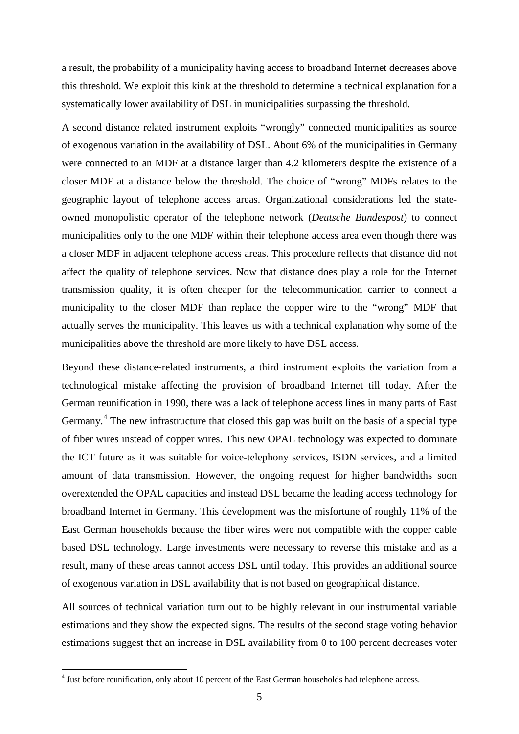a result, the probability of a municipality having access to broadband Internet decreases above this threshold. We exploit this kink at the threshold to determine a technical explanation for a systematically lower availability of DSL in municipalities surpassing the threshold.

A second distance related instrument exploits "wrongly" connected municipalities as source of exogenous variation in the availability of DSL. About 6% of the municipalities in Germany were connected to an MDF at a distance larger than 4.2 kilometers despite the existence of a closer MDF at a distance below the threshold. The choice of "wrong" MDFs relates to the geographic layout of telephone access areas. Organizational considerations led the state-owned monopolistic operator of the telephone network (*Deutsche Bundespost*) to connect municipalities only to the one MDF within their telephone access area even though there was a closer MDF in adjacent telephone access areas. This procedure reflects that distance did not affect the quality of telephone services. Now that distance does play a role for the Internet transmission quality, it is often cheaper for the telecommunication carrier to connect a municipality to the closer MDF than replace the copper wire to the "wrong" MDF that actually serves the municipality. This leaves us with a technical explanation why some of the municipalities above the threshold are more likely to have DSL access.

Beyond these distance-related instruments, a third instrument exploits the variation from a technological mistake affecting the provision of broadband Internet till today. After the German reunification in 1990, there was a lack of telephone access lines in many parts of East Germany.[4] The new infrastructure that closed this gap was built on the basis of a special type of fiber wires instead of copper wires. This new OPAL technology was expected to dominate the ICT future as it was suitable for voice-telephony services, ISDN services, and a limited amount of data transmission. However, the ongoing request for higher bandwidths soon overextended the OPAL capacities and instead DSL became the leading access technology for broadband Internet in Germany. This development was the misfortune of roughly 11% of the East German households because the fiber wires were not compatible with the copper cable based DSL technology. Large investments were necessary to reverse this mistake and as a result, many of these areas cannot access DSL until today. This provides an additional source of exogenous variation in DSL availability that is not based on geographical distance.

All sources of technical variation turn out to be highly relevant in our instrumental variable estimations and they show the expected signs. The results of the second stage voting behavior estimations suggest that an increase in DSL availability from 0 to 100 percent decreases voter

[4] Just before reunification, only about 10 percent of the East German households had telephone access.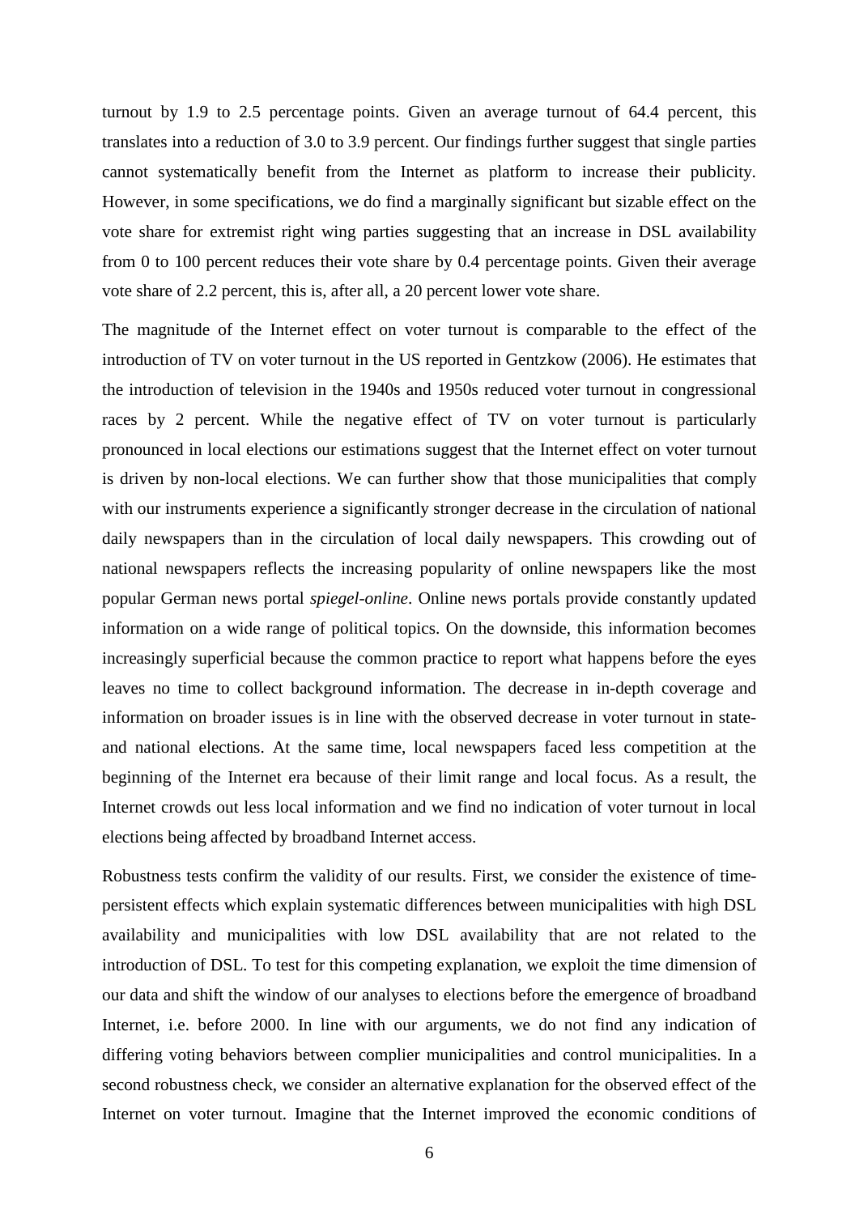turnout by 1.9 to 2.5 percentage points. Given an average turnout of 64.4 percent, this translates into a reduction of 3.0 to 3.9 percent. Our findings further suggest that single parties cannot systematically benefit from the Internet as platform to increase their publicity. However, in some specifications, we do find a marginally significant but sizable effect on the vote share for extremist right wing parties suggesting that an increase in DSL availability from 0 to 100 percent reduces their vote share by 0.4 percentage points. Given their average vote share of 2.2 percent, this is, after all, a 20 percent lower vote share.

The magnitude of the Internet effect on voter turnout is comparable to the effect of the introduction of TV on voter turnout in the US reported in Gentzkow (2006). He estimates that the introduction of television in the 1940s and 1950s reduced voter turnout in congressional races by 2 percent. While the negative effect of TV on voter turnout is particularly pronounced in local elections our estimations suggest that the Internet effect on voter turnout is driven by non-local elections. We can further show that those municipalities that comply with our instruments experience a significantly stronger decrease in the circulation of national daily newspapers than in the circulation of local daily newspapers. This crowding out of national newspapers reflects the increasing popularity of online newspapers like the most popular German news portal *spiegel-online*. Online news portals provide constantly updated information on a wide range of political topics. On the downside, this information becomes increasingly superficial because the common practice to report what happens before the eyes leaves no time to collect background information. The decrease in in-depth coverage and information on broader issues is in line with the observed decrease in voter turnout in state- and national elections. At the same time, local newspapers faced less competition at the beginning of the Internet era because of their limit range and local focus. As a result, the Internet crowds out less local information and we find no indication of voter turnout in local elections being affected by broadband Internet access.

Robustness tests confirm the validity of our results. First, we consider the existence of time-persistent effects which explain systematic differences between municipalities with high DSL availability and municipalities with low DSL availability that are not related to the introduction of DSL. To test for this competing explanation, we exploit the time dimension of our data and shift the window of our analyses to elections before the emergence of broadband Internet, i.e. before 2000. In line with our arguments, we do not find any indication of differing voting behaviors between complier municipalities and control municipalities. In a second robustness check, we consider an alternative explanation for the observed effect of the Internet on voter turnout. Imagine that the Internet improved the economic conditions of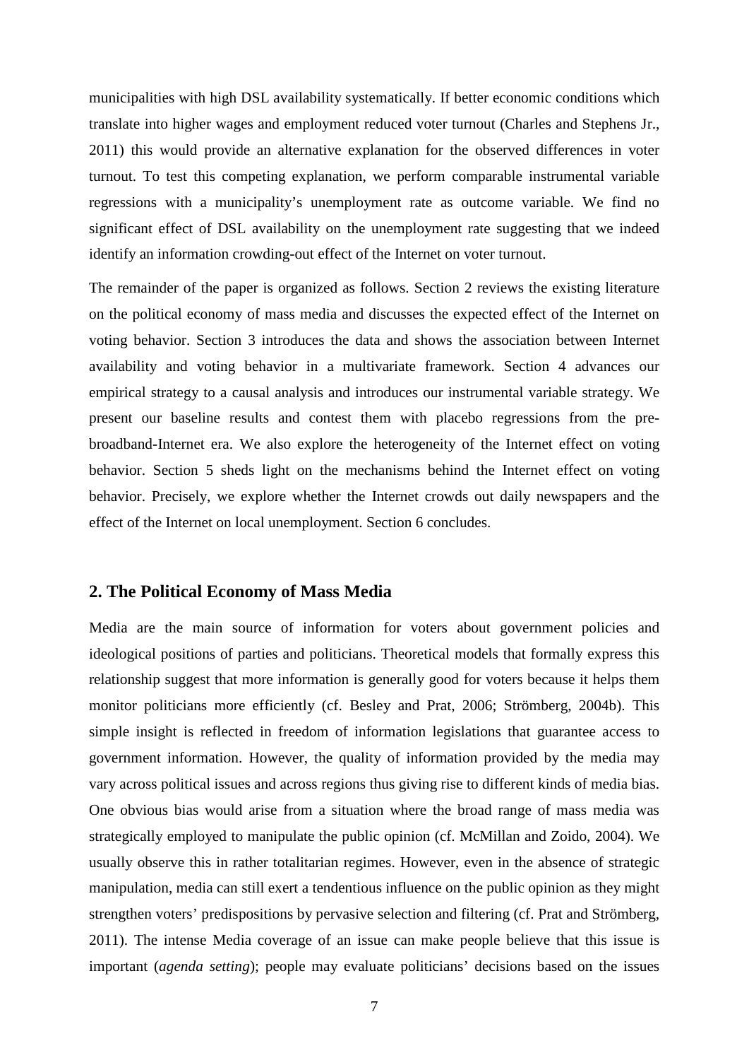municipalities with high DSL availability systematically. If better economic conditions which translate into higher wages and employment reduced voter turnout (Charles and Stephens Jr., 2011) this would provide an alternative explanation for the observed differences in voter turnout. To test this competing explanation, we perform comparable instrumental variable regressions with a municipality's unemployment rate as outcome variable. We find no significant effect of DSL availability on the unemployment rate suggesting that we indeed identify an information crowding-out effect of the Internet on voter turnout.

The remainder of the paper is organized as follows. Section 2 reviews the existing literature on the political economy of mass media and discusses the expected effect of the Internet on voting behavior. Section 3 introduces the data and shows the association between Internet availability and voting behavior in a multivariate framework. Section 4 advances our empirical strategy to a causal analysis and introduces our instrumental variable strategy. We present our baseline results and contest them with placebo regressions from the pre-broadband-Internet era. We also explore the heterogeneity of the Internet effect on voting behavior. Section 5 sheds light on the mechanisms behind the Internet effect on voting behavior. Precisely, we explore whether the Internet crowds out daily newspapers and the effect of the Internet on local unemployment. Section 6 concludes.

## 2. The Political Economy of Mass Media

Media are the main source of information for voters about government policies and ideological positions of parties and politicians. Theoretical models that formally express this relationship suggest that more information is generally good for voters because it helps them monitor politicians more efficiently (cf. Besley and Prat, 2006; Strömberg, 2004b). This simple insight is reflected in freedom of information legislations that guarantee access to government information. However, the quality of information provided by the media may vary across political issues and across regions thus giving rise to different kinds of media bias. One obvious bias would arise from a situation where the broad range of mass media was strategically employed to manipulate the public opinion (cf. McMillan and Zoido, 2004). We usually observe this in rather totalitarian regimes. However, even in the absence of strategic manipulation, media can still exert a tendentious influence on the public opinion as they might strengthen voters' predispositions by pervasive selection and filtering (cf. Prat and Strömberg, 2011). The intense Media coverage of an issue can make people believe that this issue is important (*agenda setting*); people may evaluate politicians' decisions based on the issues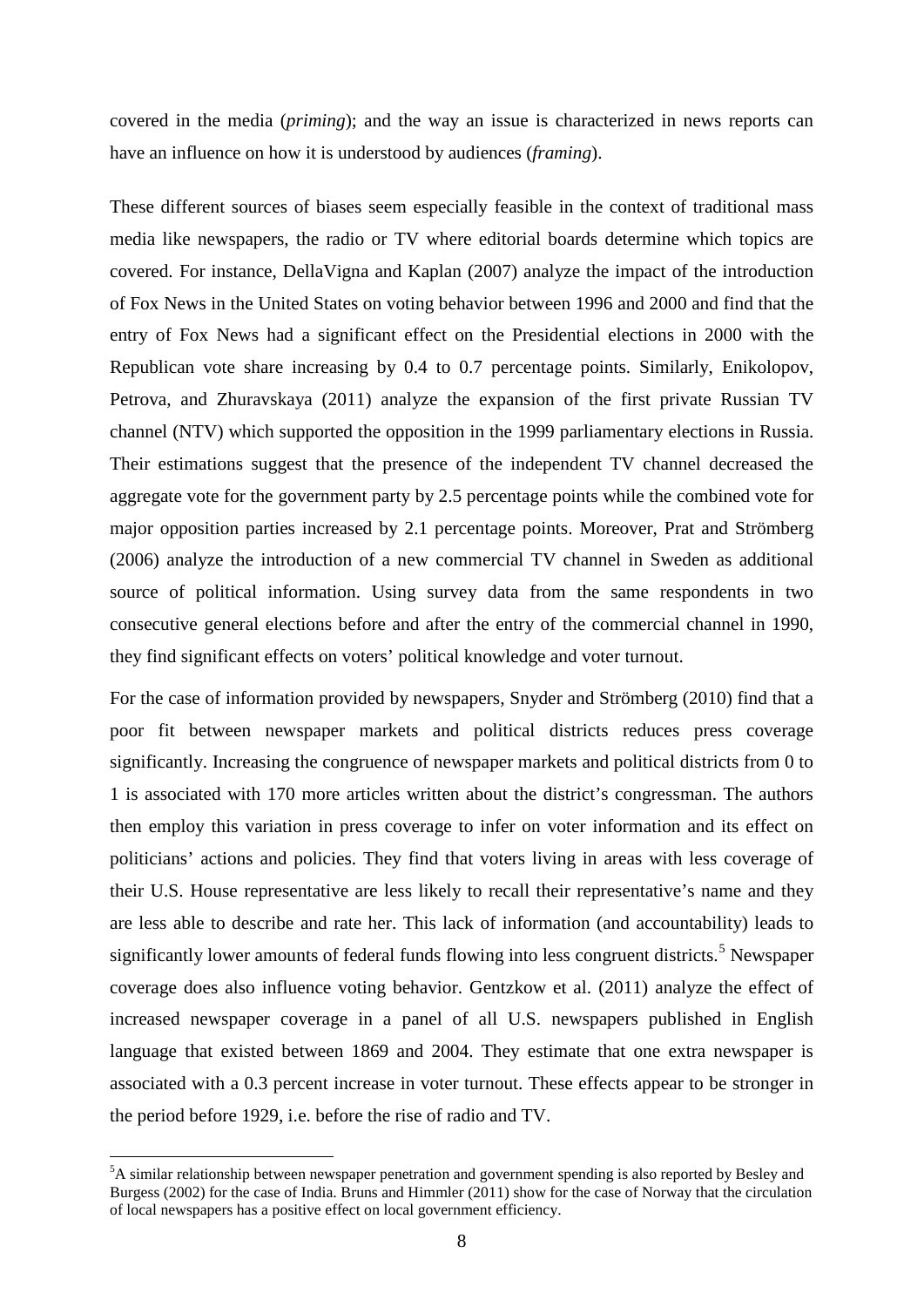covered in the media (*priming*); and the way an issue is characterized in news reports can have an influence on how it is understood by audiences (*framing*).

These different sources of biases seem especially feasible in the context of traditional mass media like newspapers, the radio or TV where editorial boards determine which topics are covered. For instance, DellaVigna and Kaplan (2007) analyze the impact of the introduction of Fox News in the United States on voting behavior between 1996 and 2000 and find that the entry of Fox News had a significant effect on the Presidential elections in 2000 with the Republican vote share increasing by 0.4 to 0.7 percentage points. Similarly, Enikolopov, Petrova, and Zhuravskaya (2011) analyze the expansion of the first private Russian TV channel (NTV) which supported the opposition in the 1999 parliamentary elections in Russia. Their estimations suggest that the presence of the independent TV channel decreased the aggregate vote for the government party by 2.5 percentage points while the combined vote for major opposition parties increased by 2.1 percentage points. Moreover, Prat and Strömberg (2006) analyze the introduction of a new commercial TV channel in Sweden as additional source of political information. Using survey data from the same respondents in two consecutive general elections before and after the entry of the commercial channel in 1990, they find significant effects on voters' political knowledge and voter turnout.

For the case of information provided by newspapers, Snyder and Strömberg (2010) find that a poor fit between newspaper markets and political districts reduces press coverage significantly. Increasing the congruence of newspaper markets and political districts from 0 to 1 is associated with 170 more articles written about the district's congressman. The authors then employ this variation in press coverage to infer on voter information and its effect on politicians' actions and policies. They find that voters living in areas with less coverage of their U.S. House representative are less likely to recall their representative's name and they are less able to describe and rate her. This lack of information (and accountability) leads to significantly lower amounts of federal funds flowing into less congruent districts.[5] Newspaper coverage does also influence voting behavior. Gentzkow et al. (2011) analyze the effect of increased newspaper coverage in a panel of all U.S. newspapers published in English language that existed between 1869 and 2004. They estimate that one extra newspaper is associated with a 0.3 percent increase in voter turnout. These effects appear to be stronger in the period before 1929, i.e. before the rise of radio and TV.

[5]A similar relationship between newspaper penetration and government spending is also reported by Besley and Burgess (2002) for the case of India. Bruns and Himmler (2011) show for the case of Norway that the circulation of local newspapers has a positive effect on local government efficiency.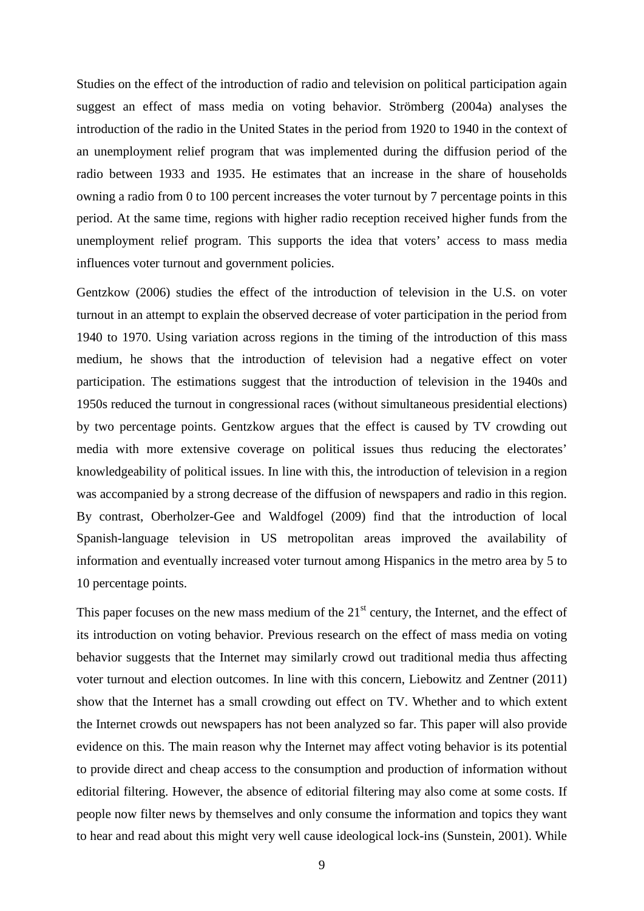Studies on the effect of the introduction of radio and television on political participation again suggest an effect of mass media on voting behavior. Strömberg (2004a) analyses the introduction of the radio in the United States in the period from 1920 to 1940 in the context of an unemployment relief program that was implemented during the diffusion period of the radio between 1933 and 1935. He estimates that an increase in the share of households owning a radio from 0 to 100 percent increases the voter turnout by 7 percentage points in this period. At the same time, regions with higher radio reception received higher funds from the unemployment relief program. This supports the idea that voters' access to mass media influences voter turnout and government policies.

Gentzkow (2006) studies the effect of the introduction of television in the U.S. on voter turnout in an attempt to explain the observed decrease of voter participation in the period from 1940 to 1970. Using variation across regions in the timing of the introduction of this mass medium, he shows that the introduction of television had a negative effect on voter participation. The estimations suggest that the introduction of television in the 1940s and 1950s reduced the turnout in congressional races (without simultaneous presidential elections) by two percentage points. Gentzkow argues that the effect is caused by TV crowding out media with more extensive coverage on political issues thus reducing the electorates' knowledgeability of political issues. In line with this, the introduction of television in a region was accompanied by a strong decrease of the diffusion of newspapers and radio in this region. By contrast, Oberholzer-Gee and Waldfogel (2009) find that the introduction of local Spanish-language television in US metropolitan areas improved the availability of information and eventually increased voter turnout among Hispanics in the metro area by 5 to 10 percentage points.

This paper focuses on the new mass medium of the 21st century, the Internet, and the effect of its introduction on voting behavior. Previous research on the effect of mass media on voting behavior suggests that the Internet may similarly crowd out traditional media thus affecting voter turnout and election outcomes. In line with this concern, Liebowitz and Zentner (2011) show that the Internet has a small crowding out effect on TV. Whether and to which extent the Internet crowds out newspapers has not been analyzed so far. This paper will also provide evidence on this. The main reason why the Internet may affect voting behavior is its potential to provide direct and cheap access to the consumption and production of information without editorial filtering. However, the absence of editorial filtering may also come at some costs. If people now filter news by themselves and only consume the information and topics they want to hear and read about this might very well cause ideological lock-ins (Sunstein, 2001). While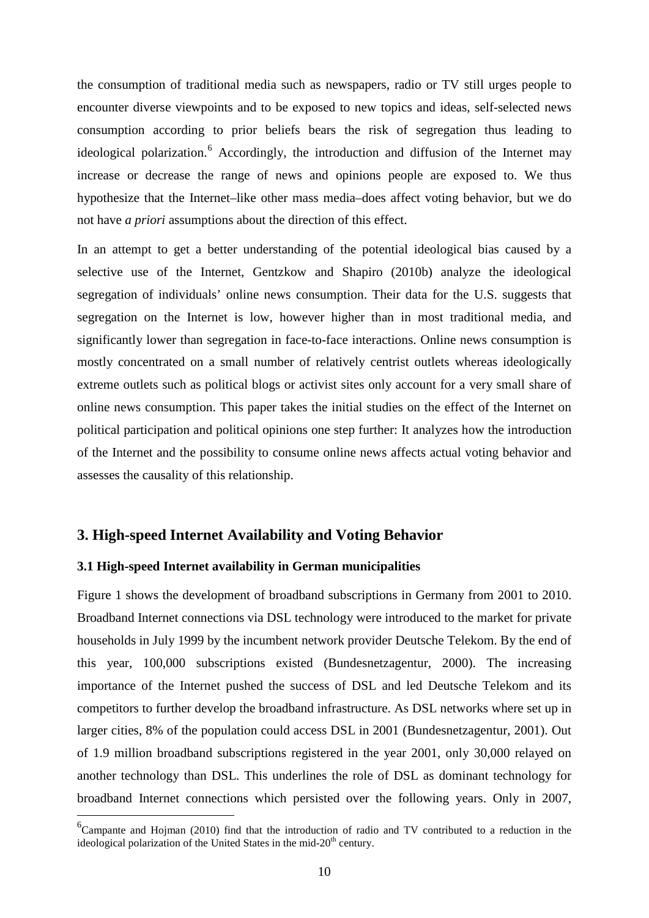the consumption of traditional media such as newspapers, radio or TV still urges people to encounter diverse viewpoints and to be exposed to new topics and ideas, self-selected news consumption according to prior beliefs bears the risk of segregation thus leading to ideological polarization.[6] Accordingly, the introduction and diffusion of the Internet may increase or decrease the range of news and opinions people are exposed to. We thus hypothesize that the Internet–like other mass media–does affect voting behavior, but we do not have *a priori* assumptions about the direction of this effect.

In an attempt to get a better understanding of the potential ideological bias caused by a selective use of the Internet, Gentzkow and Shapiro (2010b) analyze the ideological segregation of individuals' online news consumption. Their data for the U.S. suggests that segregation on the Internet is low, however higher than in most traditional media, and significantly lower than segregation in face-to-face interactions. Online news consumption is mostly concentrated on a small number of relatively centrist outlets whereas ideologically extreme outlets such as political blogs or activist sites only account for a very small share of online news consumption. This paper takes the initial studies on the effect of the Internet on political participation and political opinions one step further: It analyzes how the introduction of the Internet and the possibility to consume online news affects actual voting behavior and assesses the causality of this relationship.

## 3. High-speed Internet Availability and Voting Behavior

### 3.1 High-speed Internet availability in German municipalities

Figure 1 shows the development of broadband subscriptions in Germany from 2001 to 2010. Broadband Internet connections via DSL technology were introduced to the market for private households in July 1999 by the incumbent network provider Deutsche Telekom. By the end of this year, 100,000 subscriptions existed (Bundesnetzagentur, 2000). The increasing importance of the Internet pushed the success of DSL and led Deutsche Telekom and its competitors to further develop the broadband infrastructure. As DSL networks where set up in larger cities, 8% of the population could access DSL in 2001 (Bundesnetzagentur, 2001). Out of 1.9 million broadband subscriptions registered in the year 2001, only 30,000 relayed on another technology than DSL. This underlines the role of DSL as dominant technology for broadband Internet connections which persisted over the following years. Only in 2007,

[6] Campante and Hojman (2010) find that the introduction of radio and TV contributed to a reduction in the ideological polarization of the United States in the mid-20th century.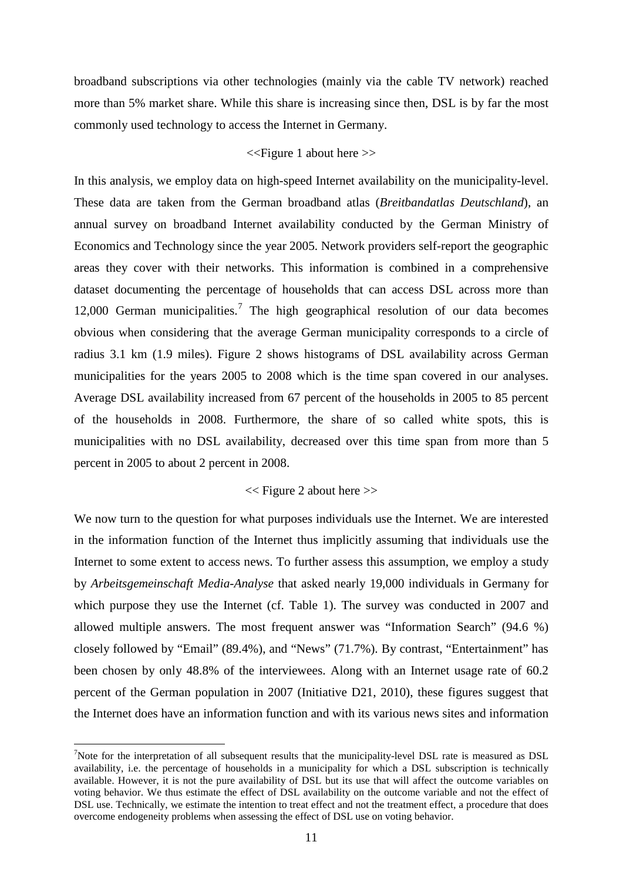broadband subscriptions via other technologies (mainly via the cable TV network) reached more than 5% market share. While this share is increasing since then, DSL is by far the most commonly used technology to access the Internet in Germany.

<<Figure 1 about here >>

In this analysis, we employ data on high-speed Internet availability on the municipality-level. These data are taken from the German broadband atlas (*Breitbandatlas Deutschland*), an annual survey on broadband Internet availability conducted by the German Ministry of Economics and Technology since the year 2005. Network providers self-report the geographic areas they cover with their networks. This information is combined in a comprehensive dataset documenting the percentage of households that can access DSL across more than 12,000 German municipalities.[7] The high geographical resolution of our data becomes obvious when considering that the average German municipality corresponds to a circle of radius 3.1 km (1.9 miles). Figure 2 shows histograms of DSL availability across German municipalities for the years 2005 to 2008 which is the time span covered in our analyses. Average DSL availability increased from 67 percent of the households in 2005 to 85 percent of the households in 2008. Furthermore, the share of so called white spots, this is municipalities with no DSL availability, decreased over this time span from more than 5 percent in 2005 to about 2 percent in 2008.

<< Figure 2 about here >>

We now turn to the question for what purposes individuals use the Internet. We are interested in the information function of the Internet thus implicitly assuming that individuals use the Internet to some extent to access news. To further assess this assumption, we employ a study by *Arbeitsgemeinschaft Media-Analyse* that asked nearly 19,000 individuals in Germany for which purpose they use the Internet (cf. Table 1). The survey was conducted in 2007 and allowed multiple answers. The most frequent answer was "Information Search" (94.6 %) closely followed by "Email" (89.4%), and "News" (71.7%). By contrast, "Entertainment" has been chosen by only 48.8% of the interviewees. Along with an Internet usage rate of 60.2 percent of the German population in 2007 (Initiative D21, 2010), these figures suggest that the Internet does have an information function and with its various news sites and information

[7] Note for the interpretation of all subsequent results that the municipality-level DSL rate is measured as DSL availability, i.e. the percentage of households in a municipality for which a DSL subscription is technically available. However, it is not the pure availability of DSL but its use that will affect the outcome variables on voting behavior. We thus estimate the effect of DSL availability on the outcome variable and not the effect of DSL use. Technically, we estimate the intention to treat effect and not the treatment effect, a procedure that does overcome endogeneity problems when assessing the effect of DSL use on voting behavior.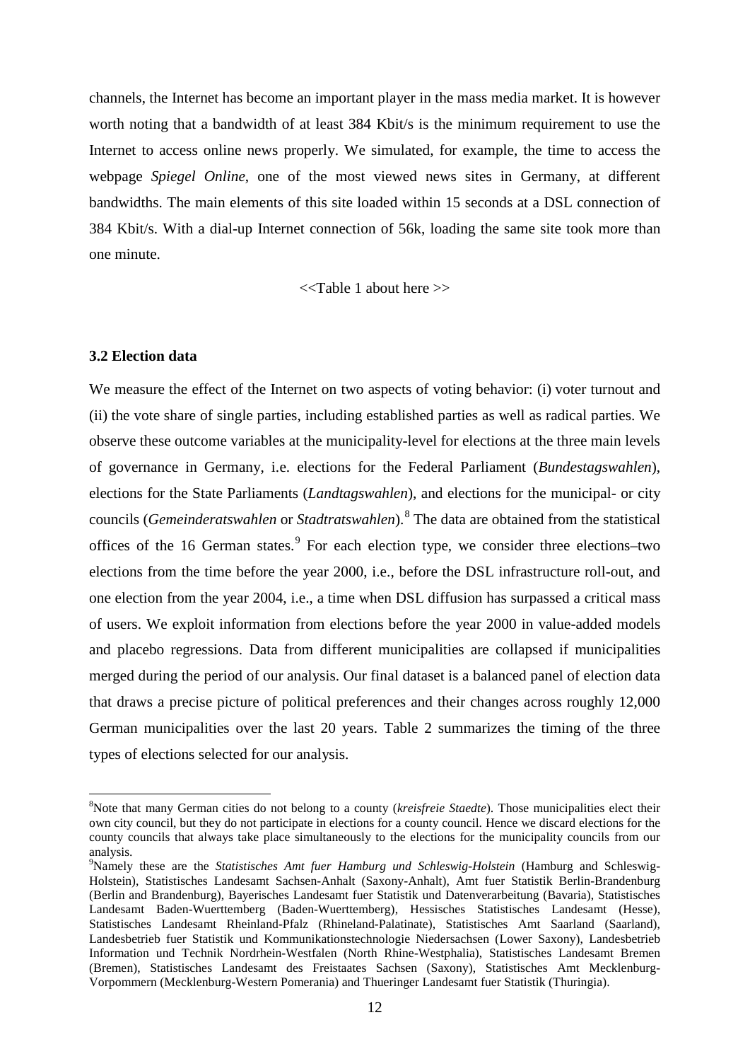channels, the Internet has become an important player in the mass media market. It is however worth noting that a bandwidth of at least 384 Kbit/s is the minimum requirement to use the Internet to access online news properly. We simulated, for example, the time to access the webpage *Spiegel Online*, one of the most viewed news sites in Germany, at different bandwidths. The main elements of this site loaded within 15 seconds at a DSL connection of 384 Kbit/s. With a dial-up Internet connection of 56k, loading the same site took more than one minute.

<<Table 1 about here >>

### 3.2 Election data

We measure the effect of the Internet on two aspects of voting behavior: (i) voter turnout and (ii) the vote share of single parties, including established parties as well as radical parties. We observe these outcome variables at the municipality-level for elections at the three main levels of governance in Germany, i.e. elections for the Federal Parliament (*Bundestagswahlen*), elections for the State Parliaments (*Landtagswahlen*), and elections for the municipal- or city councils (*Gemeinderatswahlen* or *Stadtratswahlen*).[8] The data are obtained from the statistical offices of the 16 German states.[9] For each election type, we consider three elections–two elections from the time before the year 2000, i.e., before the DSL infrastructure roll-out, and one election from the year 2004, i.e., a time when DSL diffusion has surpassed a critical mass of users. We exploit information from elections before the year 2000 in value-added models and placebo regressions. Data from different municipalities are collapsed if municipalities merged during the period of our analysis. Our final dataset is a balanced panel of election data that draws a precise picture of political preferences and their changes across roughly 12,000 German municipalities over the last 20 years. Table 2 summarizes the timing of the three types of elections selected for our analysis.

---

[8]Note that many German cities do not belong to a county (*kreisfreie Staedte*). Those municipalities elect their own city council, but they do not participate in elections for a county council. Hence we discard elections for the county councils that always take place simultaneously to the elections for the municipality councils from our analysis.

[9]Namely these are the *Statistisches Amt fuer Hamburg und Schleswig-Holstein* (Hamburg and Schleswig-Holstein), Statistisches Landesamt Sachsen-Anhalt (Saxony-Anhalt), Amt fuer Statistik Berlin-Brandenburg (Berlin and Brandenburg), Bayerisches Landesamt fuer Statistik und Datenverarbeitung (Bavaria), Statistisches Landesamt Baden-Wuerttemberg (Baden-Wuerttemberg), Hessisches Statistisches Landesamt (Hesse), Statistisches Landesamt Rheinland-Pfalz (Rhineland-Palatinate), Statistisches Amt Saarland (Saarland), Landesbetrieb fuer Statistik und Kommunikationstechnologie Niedersachsen (Lower Saxony), Landesbetrieb Information und Technik Nordrhein-Westfalen (North Rhine-Westphalia), Statistisches Landesamt Bremen (Bremen), Statistisches Landesamt des Freistaates Sachsen (Saxony), Statistisches Amt Mecklenburg-Vorpommern (Mecklenburg-Western Pomerania) and Thueringer Landesamt fuer Statistik (Thuringia).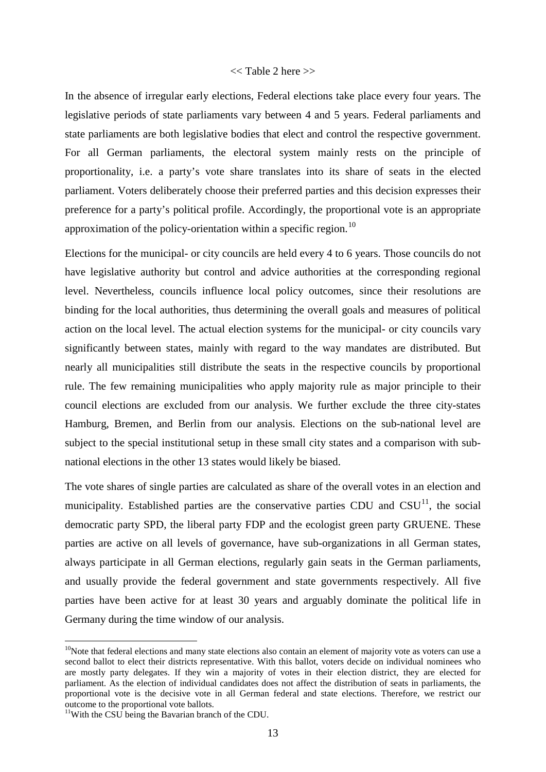<< Table 2 here >>

In the absence of irregular early elections, Federal elections take place every four years. The legislative periods of state parliaments vary between 4 and 5 years. Federal parliaments and state parliaments are both legislative bodies that elect and control the respective government. For all German parliaments, the electoral system mainly rests on the principle of proportionality, i.e. a party's vote share translates into its share of seats in the elected parliament. Voters deliberately choose their preferred parties and this decision expresses their preference for a party's political profile. Accordingly, the proportional vote is an appropriate approximation of the policy-orientation within a specific region.[10]

Elections for the municipal- or city councils are held every 4 to 6 years. Those councils do not have legislative authority but control and advice authorities at the corresponding regional level. Nevertheless, councils influence local policy outcomes, since their resolutions are binding for the local authorities, thus determining the overall goals and measures of political action on the local level. The actual election systems for the municipal- or city councils vary significantly between states, mainly with regard to the way mandates are distributed. But nearly all municipalities still distribute the seats in the respective councils by proportional rule. The few remaining municipalities who apply majority rule as major principle to their council elections are excluded from our analysis. We further exclude the three city-states Hamburg, Bremen, and Berlin from our analysis. Elections on the sub-national level are subject to the special institutional setup in these small city states and a comparison with sub-national elections in the other 13 states would likely be biased.

The vote shares of single parties are calculated as share of the overall votes in an election and municipality. Established parties are the conservative parties CDU and CSU[11], the social democratic party SPD, the liberal party FDP and the ecologist green party GRUENE. These parties are active on all levels of governance, have sub-organizations in all German states, always participate in all German elections, regularly gain seats in the German parliaments, and usually provide the federal government and state governments respectively. All five parties have been active for at least 30 years and arguably dominate the political life in Germany during the time window of our analysis.

[10]Note that federal elections and many state elections also contain an element of majority vote as voters can use a second ballot to elect their districts representative. With this ballot, voters decide on individual nominees who are mostly party delegates. If they win a majority of votes in their election district, they are elected for parliament. As the election of individual candidates does not affect the distribution of seats in parliaments, the proportional vote is the decisive vote in all German federal and state elections. Therefore, we restrict our outcome to the proportional vote ballots.

[11]With the CSU being the Bavarian branch of the CDU.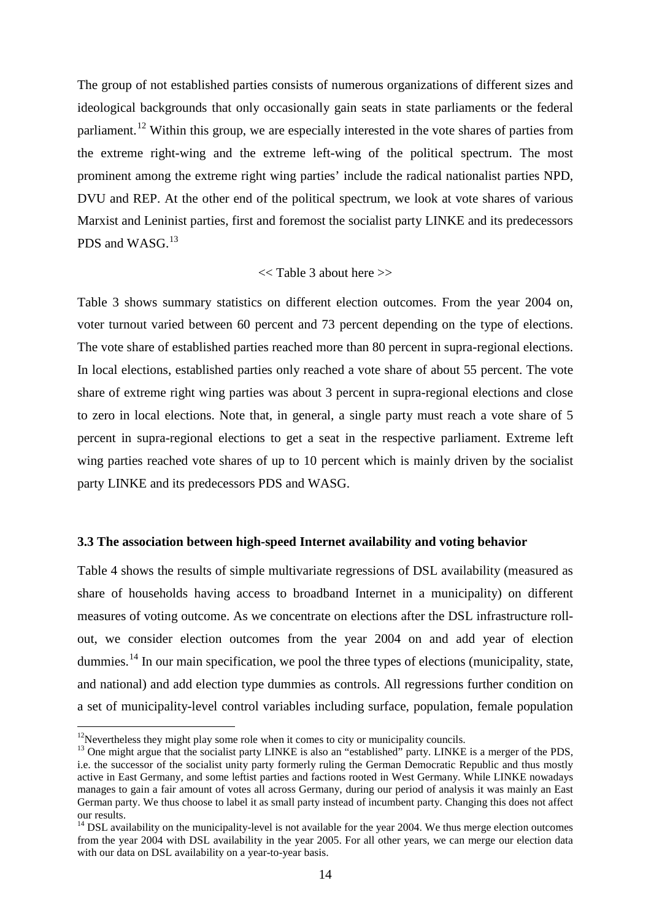The group of not established parties consists of numerous organizations of different sizes and ideological backgrounds that only occasionally gain seats in state parliaments or the federal parliament.[12] Within this group, we are especially interested in the vote shares of parties from the extreme right-wing and the extreme left-wing of the political spectrum. The most prominent among the extreme right wing parties' include the radical nationalist parties NPD, DVU and REP. At the other end of the political spectrum, we look at vote shares of various Marxist and Leninist parties, first and foremost the socialist party LINKE and its predecessors PDS and WASG.[13]

<< Table 3 about here >>

Table 3 shows summary statistics on different election outcomes. From the year 2004 on, voter turnout varied between 60 percent and 73 percent depending on the type of elections. The vote share of established parties reached more than 80 percent in supra-regional elections. In local elections, established parties only reached a vote share of about 55 percent. The vote share of extreme right wing parties was about 3 percent in supra-regional elections and close to zero in local elections. Note that, in general, a single party must reach a vote share of 5 percent in supra-regional elections to get a seat in the respective parliament. Extreme left wing parties reached vote shares of up to 10 percent which is mainly driven by the socialist party LINKE and its predecessors PDS and WASG.

### 3.3 The association between high-speed Internet availability and voting behavior

Table 4 shows the results of simple multivariate regressions of DSL availability (measured as share of households having access to broadband Internet in a municipality) on different measures of voting outcome. As we concentrate on elections after the DSL infrastructure roll-out, we consider election outcomes from the year 2004 on and add year of election dummies.[14] In our main specification, we pool the three types of elections (municipality, state, and national) and add election type dummies as controls. All regressions further condition on a set of municipality-level control variables including surface, population, female population

[12] Nevertheless they might play some role when it comes to city or municipality councils.

[13] One might argue that the socialist party LINKE is also an "established" party. LINKE is a merger of the PDS, i.e. the successor of the socialist unity party formerly ruling the German Democratic Republic and thus mostly active in East Germany, and some leftist parties and factions rooted in West Germany. While LINKE nowadays manages to gain a fair amount of votes all across Germany, during our period of analysis it was mainly an East German party. We thus choose to label it as small party instead of incumbent party. Changing this does not affect our results.

[14] DSL availability on the municipality-level is not available for the year 2004. We thus merge election outcomes from the year 2004 with DSL availability in the year 2005. For all other years, we can merge our election data with our data on DSL availability on a year-to-year basis.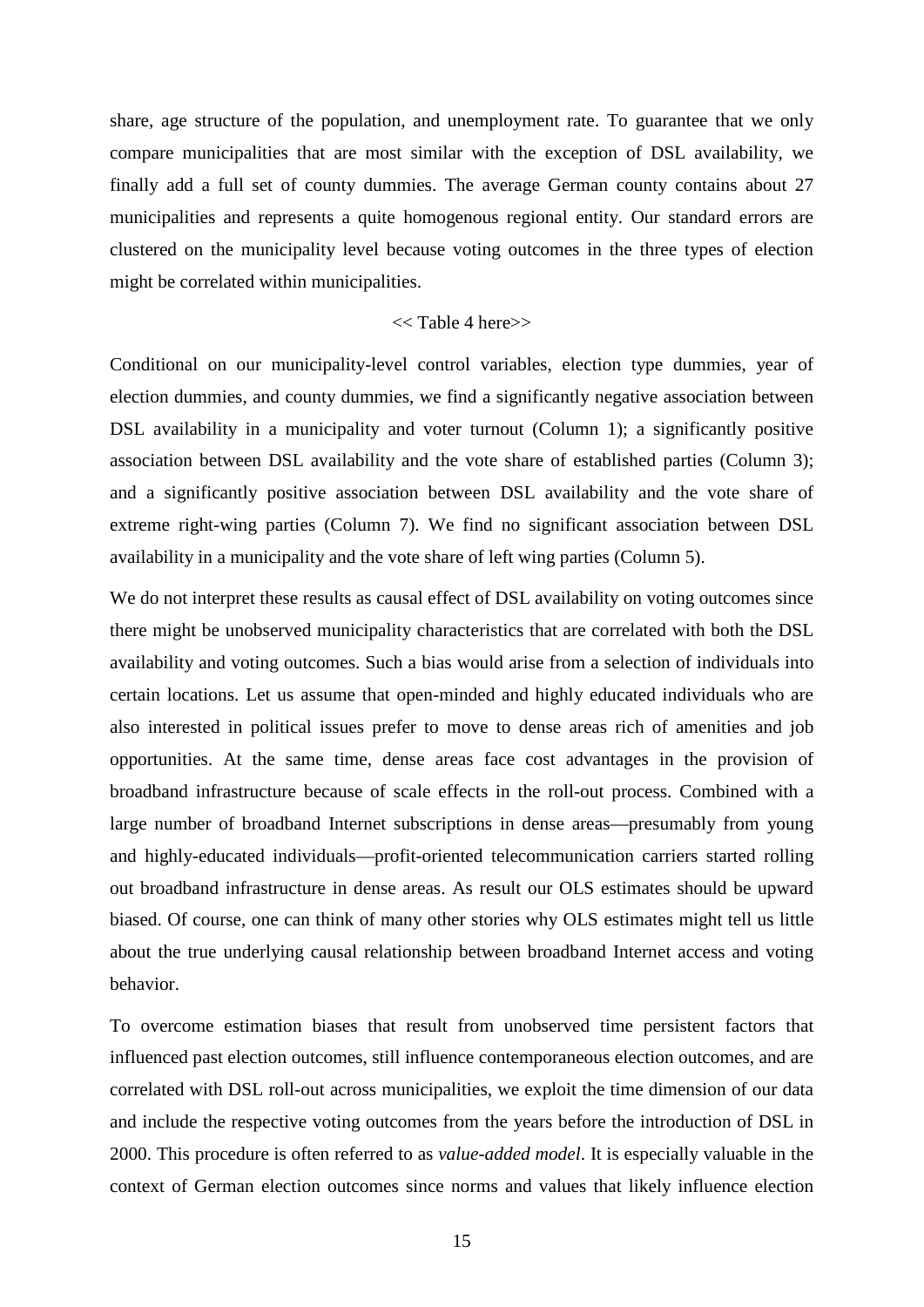share, age structure of the population, and unemployment rate. To guarantee that we only compare municipalities that are most similar with the exception of DSL availability, we finally add a full set of county dummies. The average German county contains about 27 municipalities and represents a quite homogenous regional entity. Our standard errors are clustered on the municipality level because voting outcomes in the three types of election might be correlated within municipalities.

<< Table 4 here>>

Conditional on our municipality-level control variables, election type dummies, year of election dummies, and county dummies, we find a significantly negative association between DSL availability in a municipality and voter turnout (Column 1); a significantly positive association between DSL availability and the vote share of established parties (Column 3); and a significantly positive association between DSL availability and the vote share of extreme right-wing parties (Column 7). We find no significant association between DSL availability in a municipality and the vote share of left wing parties (Column 5).

We do not interpret these results as causal effect of DSL availability on voting outcomes since there might be unobserved municipality characteristics that are correlated with both the DSL availability and voting outcomes. Such a bias would arise from a selection of individuals into certain locations. Let us assume that open-minded and highly educated individuals who are also interested in political issues prefer to move to dense areas rich of amenities and job opportunities. At the same time, dense areas face cost advantages in the provision of broadband infrastructure because of scale effects in the roll-out process. Combined with a large number of broadband Internet subscriptions in dense areas—presumably from young and highly-educated individuals—profit-oriented telecommunication carriers started rolling out broadband infrastructure in dense areas. As result our OLS estimates should be upward biased. Of course, one can think of many other stories why OLS estimates might tell us little about the true underlying causal relationship between broadband Internet access and voting behavior.

To overcome estimation biases that result from unobserved time persistent factors that influenced past election outcomes, still influence contemporaneous election outcomes, and are correlated with DSL roll-out across municipalities, we exploit the time dimension of our data and include the respective voting outcomes from the years before the introduction of DSL in 2000. This procedure is often referred to as *value-added model*. It is especially valuable in the context of German election outcomes since norms and values that likely influence election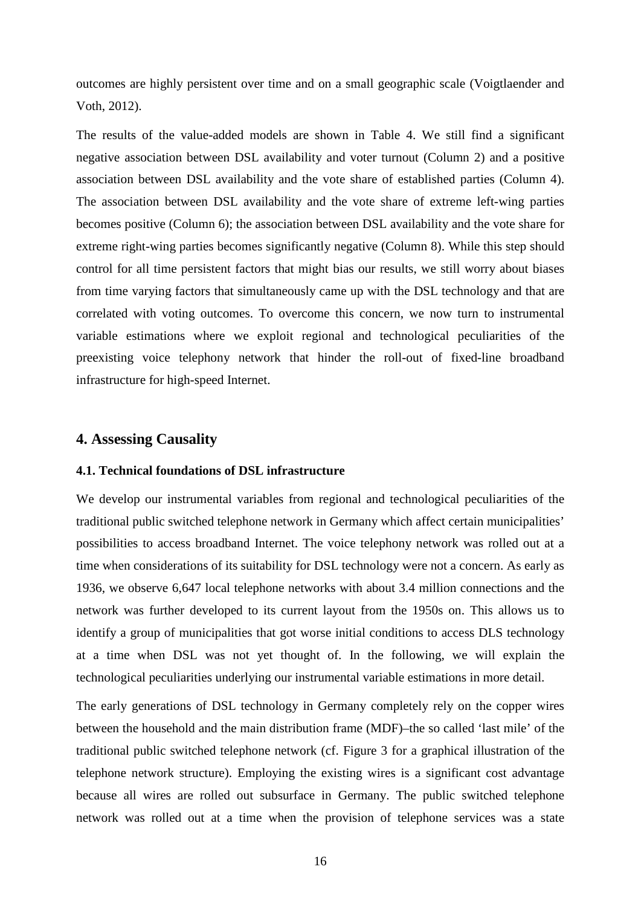outcomes are highly persistent over time and on a small geographic scale (Voigtlaender and Voth, 2012).

The results of the value-added models are shown in Table 4. We still find a significant negative association between DSL availability and voter turnout (Column 2) and a positive association between DSL availability and the vote share of established parties (Column 4). The association between DSL availability and the vote share of extreme left-wing parties becomes positive (Column 6); the association between DSL availability and the vote share for extreme right-wing parties becomes significantly negative (Column 8). While this step should control for all time persistent factors that might bias our results, we still worry about biases from time varying factors that simultaneously came up with the DSL technology and that are correlated with voting outcomes. To overcome this concern, we now turn to instrumental variable estimations where we exploit regional and technological peculiarities of the preexisting voice telephony network that hinder the roll-out of fixed-line broadband infrastructure for high-speed Internet.

## 4. Assessing Causality

### 4.1. Technical foundations of DSL infrastructure

We develop our instrumental variables from regional and technological peculiarities of the traditional public switched telephone network in Germany which affect certain municipalities' possibilities to access broadband Internet. The voice telephony network was rolled out at a time when considerations of its suitability for DSL technology were not a concern. As early as 1936, we observe 6,647 local telephone networks with about 3.4 million connections and the network was further developed to its current layout from the 1950s on. This allows us to identify a group of municipalities that got worse initial conditions to access DLS technology at a time when DSL was not yet thought of. In the following, we will explain the technological peculiarities underlying our instrumental variable estimations in more detail.

The early generations of DSL technology in Germany completely rely on the copper wires between the household and the main distribution frame (MDF)–the so called 'last mile' of the traditional public switched telephone network (cf. Figure 3 for a graphical illustration of the telephone network structure). Employing the existing wires is a significant cost advantage because all wires are rolled out subsurface in Germany. The public switched telephone network was rolled out at a time when the provision of telephone services was a state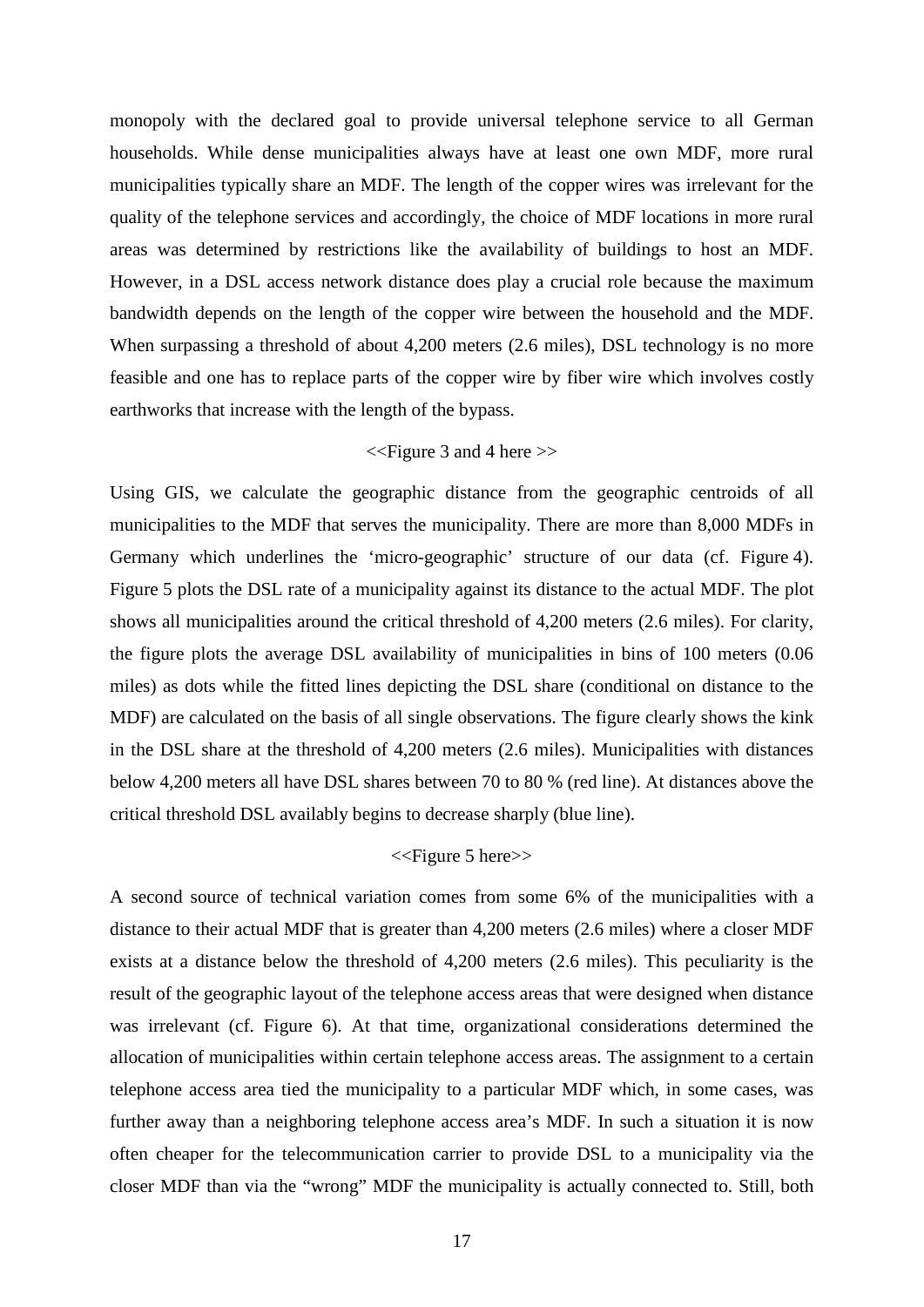monopoly with the declared goal to provide universal telephone service to all German households. While dense municipalities always have at least one own MDF, more rural municipalities typically share an MDF. The length of the copper wires was irrelevant for the quality of the telephone services and accordingly, the choice of MDF locations in more rural areas was determined by restrictions like the availability of buildings to host an MDF. However, in a DSL access network distance does play a crucial role because the maximum bandwidth depends on the length of the copper wire between the household and the MDF. When surpassing a threshold of about 4,200 meters (2.6 miles), DSL technology is no more feasible and one has to replace parts of the copper wire by fiber wire which involves costly earthworks that increase with the length of the bypass.

<<Figure 3 and 4 here >>

Using GIS, we calculate the geographic distance from the geographic centroids of all municipalities to the MDF that serves the municipality. There are more than 8,000 MDFs in Germany which underlines the 'micro-geographic' structure of our data (cf. Figure 4). Figure 5 plots the DSL rate of a municipality against its distance to the actual MDF. The plot shows all municipalities around the critical threshold of 4,200 meters (2.6 miles). For clarity, the figure plots the average DSL availability of municipalities in bins of 100 meters (0.06 miles) as dots while the fitted lines depicting the DSL share (conditional on distance to the MDF) are calculated on the basis of all single observations. The figure clearly shows the kink in the DSL share at the threshold of 4,200 meters (2.6 miles). Municipalities with distances below 4,200 meters all have DSL shares between 70 to 80 % (red line). At distances above the critical threshold DSL availably begins to decrease sharply (blue line).

<<Figure 5 here>>

A second source of technical variation comes from some 6% of the municipalities with a distance to their actual MDF that is greater than 4,200 meters (2.6 miles) where a closer MDF exists at a distance below the threshold of 4,200 meters (2.6 miles). This peculiarity is the result of the geographic layout of the telephone access areas that were designed when distance was irrelevant (cf. Figure 6). At that time, organizational considerations determined the allocation of municipalities within certain telephone access areas. The assignment to a certain telephone access area tied the municipality to a particular MDF which, in some cases, was further away than a neighboring telephone access area's MDF. In such a situation it is now often cheaper for the telecommunication carrier to provide DSL to a municipality via the closer MDF than via the "wrong" MDF the municipality is actually connected to. Still, both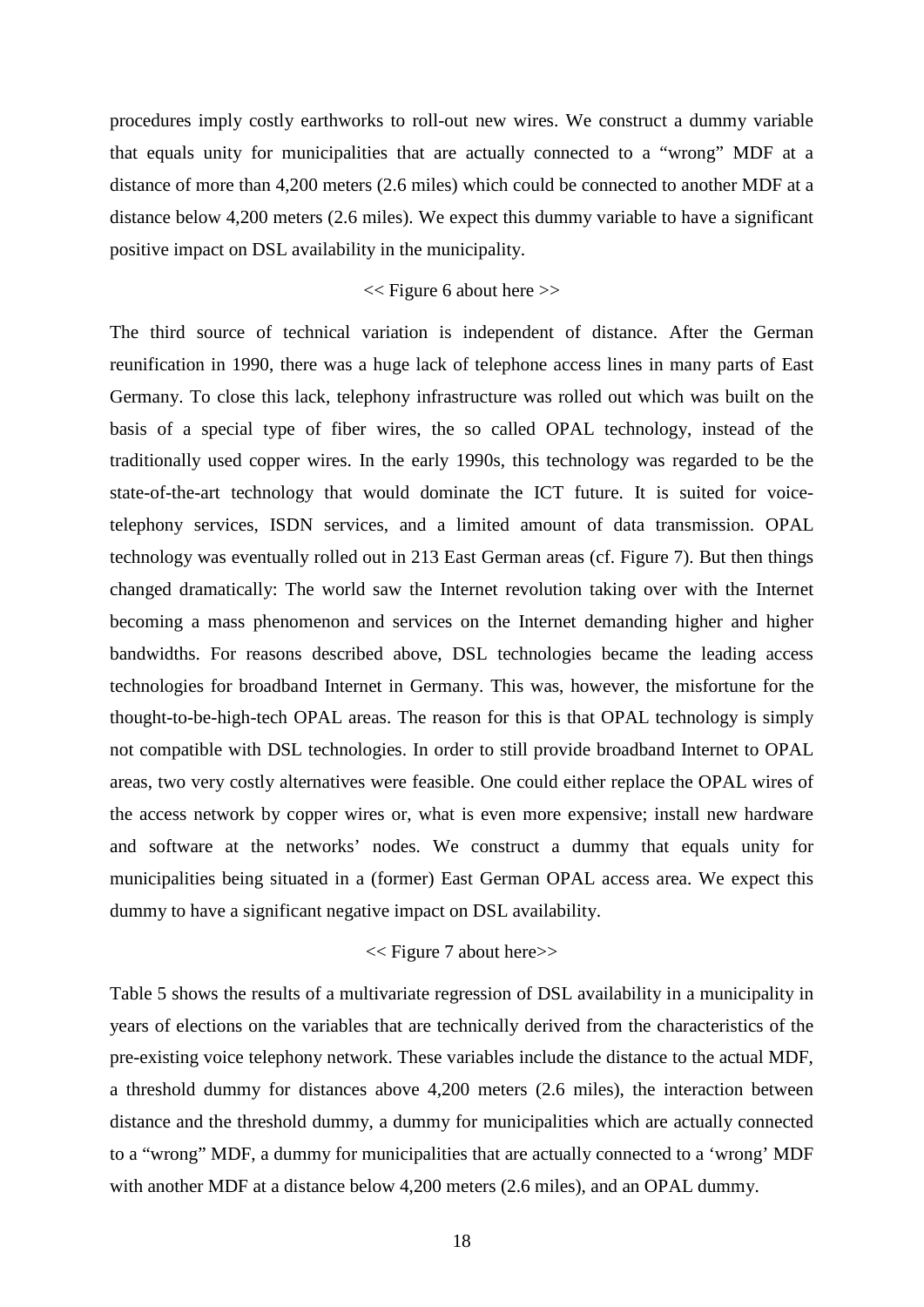procedures imply costly earthworks to roll-out new wires. We construct a dummy variable that equals unity for municipalities that are actually connected to a "wrong" MDF at a distance of more than 4,200 meters (2.6 miles) which could be connected to another MDF at a distance below 4,200 meters (2.6 miles). We expect this dummy variable to have a significant positive impact on DSL availability in the municipality.

<< Figure 6 about here >>

The third source of technical variation is independent of distance. After the German reunification in 1990, there was a huge lack of telephone access lines in many parts of East Germany. To close this lack, telephony infrastructure was rolled out which was built on the basis of a special type of fiber wires, the so called OPAL technology, instead of the traditionally used copper wires. In the early 1990s, this technology was regarded to be the state-of-the-art technology that would dominate the ICT future. It is suited for voice-telephony services, ISDN services, and a limited amount of data transmission. OPAL technology was eventually rolled out in 213 East German areas (cf. Figure 7). But then things changed dramatically: The world saw the Internet revolution taking over with the Internet becoming a mass phenomenon and services on the Internet demanding higher and higher bandwidths. For reasons described above, DSL technologies became the leading access technologies for broadband Internet in Germany. This was, however, the misfortune for the thought-to-be-high-tech OPAL areas. The reason for this is that OPAL technology is simply not compatible with DSL technologies. In order to still provide broadband Internet to OPAL areas, two very costly alternatives were feasible. One could either replace the OPAL wires of the access network by copper wires or, what is even more expensive; install new hardware and software at the networks' nodes. We construct a dummy that equals unity for municipalities being situated in a (former) East German OPAL access area. We expect this dummy to have a significant negative impact on DSL availability.

<< Figure 7 about here>>

Table 5 shows the results of a multivariate regression of DSL availability in a municipality in years of elections on the variables that are technically derived from the characteristics of the pre-existing voice telephony network. These variables include the distance to the actual MDF, a threshold dummy for distances above 4,200 meters (2.6 miles), the interaction between distance and the threshold dummy, a dummy for municipalities which are actually connected to a "wrong" MDF, a dummy for municipalities that are actually connected to a 'wrong' MDF with another MDF at a distance below 4,200 meters (2.6 miles), and an OPAL dummy.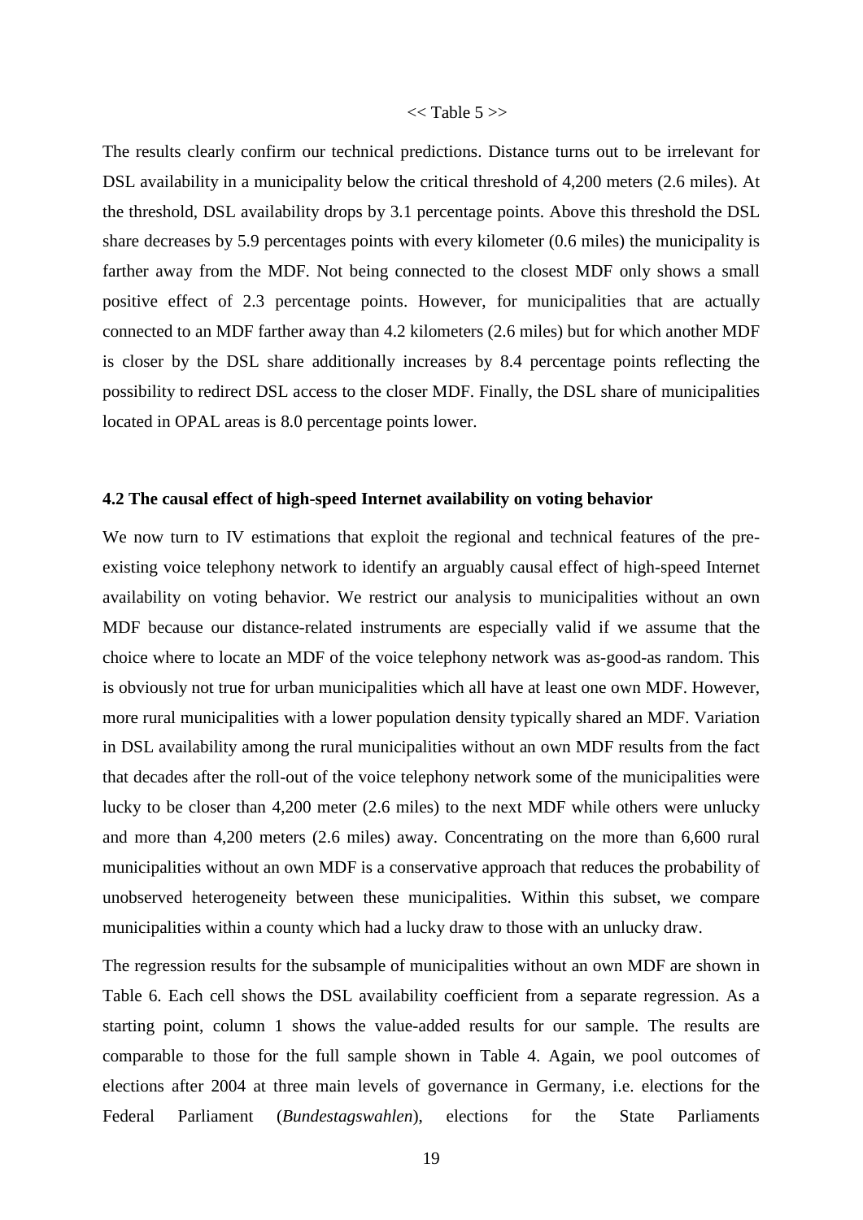<< Table 5 >>

The results clearly confirm our technical predictions. Distance turns out to be irrelevant for DSL availability in a municipality below the critical threshold of 4,200 meters (2.6 miles). At the threshold, DSL availability drops by 3.1 percentage points. Above this threshold the DSL share decreases by 5.9 percentages points with every kilometer (0.6 miles) the municipality is farther away from the MDF. Not being connected to the closest MDF only shows a small positive effect of 2.3 percentage points. However, for municipalities that are actually connected to an MDF farther away than 4.2 kilometers (2.6 miles) but for which another MDF is closer by the DSL share additionally increases by 8.4 percentage points reflecting the possibility to redirect DSL access to the closer MDF. Finally, the DSL share of municipalities located in OPAL areas is 8.0 percentage points lower.

### 4.2 The causal effect of high-speed Internet availability on voting behavior

We now turn to IV estimations that exploit the regional and technical features of the pre-existing voice telephony network to identify an arguably causal effect of high-speed Internet availability on voting behavior. We restrict our analysis to municipalities without an own MDF because our distance-related instruments are especially valid if we assume that the choice where to locate an MDF of the voice telephony network was as-good-as random. This is obviously not true for urban municipalities which all have at least one own MDF. However, more rural municipalities with a lower population density typically shared an MDF. Variation in DSL availability among the rural municipalities without an own MDF results from the fact that decades after the roll-out of the voice telephony network some of the municipalities were lucky to be closer than 4,200 meter (2.6 miles) to the next MDF while others were unlucky and more than 4,200 meters (2.6 miles) away. Concentrating on the more than 6,600 rural municipalities without an own MDF is a conservative approach that reduces the probability of unobserved heterogeneity between these municipalities. Within this subset, we compare municipalities within a county which had a lucky draw to those with an unlucky draw.

The regression results for the subsample of municipalities without an own MDF are shown in Table 6. Each cell shows the DSL availability coefficient from a separate regression. As a starting point, column 1 shows the value-added results for our sample. The results are comparable to those for the full sample shown in Table 4. Again, we pool outcomes of elections after 2004 at three main levels of governance in Germany, i.e. elections for the Federal Parliament (*Bundestagswahlen*), elections for the State Parliaments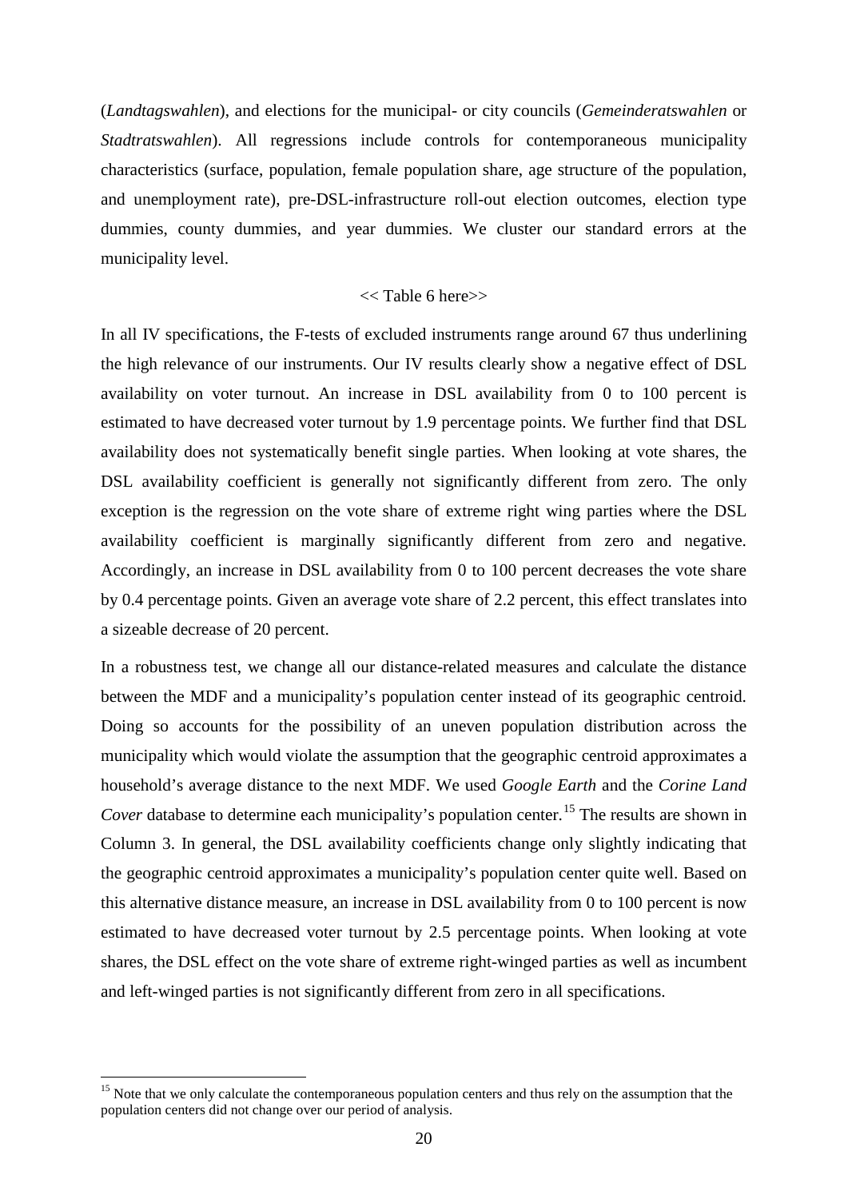(*Landtagswahlen*), and elections for the municipal- or city councils (*Gemeinderatswahlen* or *Stadtratswahlen*). All regressions include controls for contemporaneous municipality characteristics (surface, population, female population share, age structure of the population, and unemployment rate), pre-DSL-infrastructure roll-out election outcomes, election type dummies, county dummies, and year dummies. We cluster our standard errors at the municipality level.

<< Table 6 here>>

In all IV specifications, the F-tests of excluded instruments range around 67 thus underlining the high relevance of our instruments. Our IV results clearly show a negative effect of DSL availability on voter turnout. An increase in DSL availability from 0 to 100 percent is estimated to have decreased voter turnout by 1.9 percentage points. We further find that DSL availability does not systematically benefit single parties. When looking at vote shares, the DSL availability coefficient is generally not significantly different from zero. The only exception is the regression on the vote share of extreme right wing parties where the DSL availability coefficient is marginally significantly different from zero and negative. Accordingly, an increase in DSL availability from 0 to 100 percent decreases the vote share by 0.4 percentage points. Given an average vote share of 2.2 percent, this effect translates into a sizeable decrease of 20 percent.

In a robustness test, we change all our distance-related measures and calculate the distance between the MDF and a municipality's population center instead of its geographic centroid. Doing so accounts for the possibility of an uneven population distribution across the municipality which would violate the assumption that the geographic centroid approximates a household's average distance to the next MDF. We used *Google Earth* and the *Corine Land Cover* database to determine each municipality's population center.[15] The results are shown in Column 3. In general, the DSL availability coefficients change only slightly indicating that the geographic centroid approximates a municipality's population center quite well. Based on this alternative distance measure, an increase in DSL availability from 0 to 100 percent is now estimated to have decreased voter turnout by 2.5 percentage points. When looking at vote shares, the DSL effect on the vote share of extreme right-winged parties as well as incumbent and left-winged parties is not significantly different from zero in all specifications.

[15] Note that we only calculate the contemporaneous population centers and thus rely on the assumption that the population centers did not change over our period of analysis.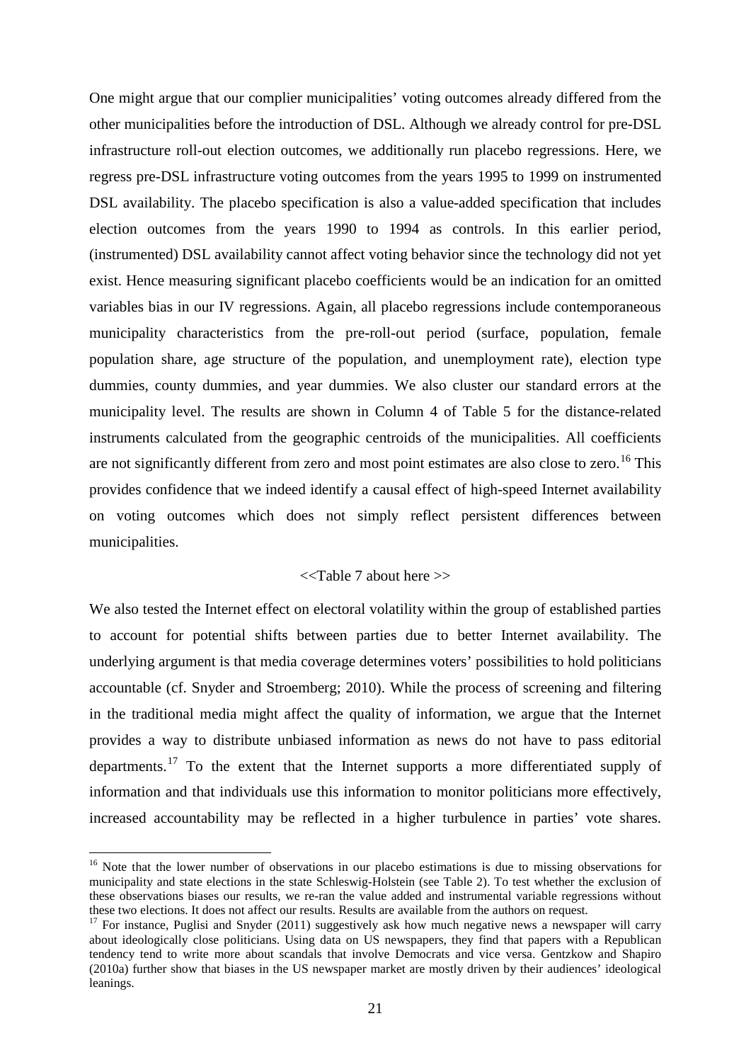One might argue that our complier municipalities' voting outcomes already differed from the other municipalities before the introduction of DSL. Although we already control for pre-DSL infrastructure roll-out election outcomes, we additionally run placebo regressions. Here, we regress pre-DSL infrastructure voting outcomes from the years 1995 to 1999 on instrumented DSL availability. The placebo specification is also a value-added specification that includes election outcomes from the years 1990 to 1994 as controls. In this earlier period, (instrumented) DSL availability cannot affect voting behavior since the technology did not yet exist. Hence measuring significant placebo coefficients would be an indication for an omitted variables bias in our IV regressions. Again, all placebo regressions include contemporaneous municipality characteristics from the pre-roll-out period (surface, population, female population share, age structure of the population, and unemployment rate), election type dummies, county dummies, and year dummies. We also cluster our standard errors at the municipality level. The results are shown in Column 4 of Table 5 for the distance-related instruments calculated from the geographic centroids of the municipalities. All coefficients are not significantly different from zero and most point estimates are also close to zero.[16] This provides confidence that we indeed identify a causal effect of high-speed Internet availability on voting outcomes which does not simply reflect persistent differences between municipalities.

<<Table 7 about here >>

We also tested the Internet effect on electoral volatility within the group of established parties to account for potential shifts between parties due to better Internet availability. The underlying argument is that media coverage determines voters' possibilities to hold politicians accountable (cf. Snyder and Stroemberg; 2010). While the process of screening and filtering in the traditional media might affect the quality of information, we argue that the Internet provides a way to distribute unbiased information as news do not have to pass editorial departments.[17] To the extent that the Internet supports a more differentiated supply of information and that individuals use this information to monitor politicians more effectively, increased accountability may be reflected in a higher turbulence in parties' vote shares.

[16] Note that the lower number of observations in our placebo estimations is due to missing observations for municipality and state elections in the state Schleswig-Holstein (see Table 2). To test whether the exclusion of these observations biases our results, we re-ran the value added and instrumental variable regressions without these two elections. It does not affect our results. Results are available from the authors on request.

[17] For instance, Puglisi and Snyder (2011) suggestively ask how much negative news a newspaper will carry about ideologically close politicians. Using data on US newspapers, they find that papers with a Republican tendency tend to write more about scandals that involve Democrats and vice versa. Gentzkow and Shapiro (2010a) further show that biases in the US newspaper market are mostly driven by their audiences' ideological leanings.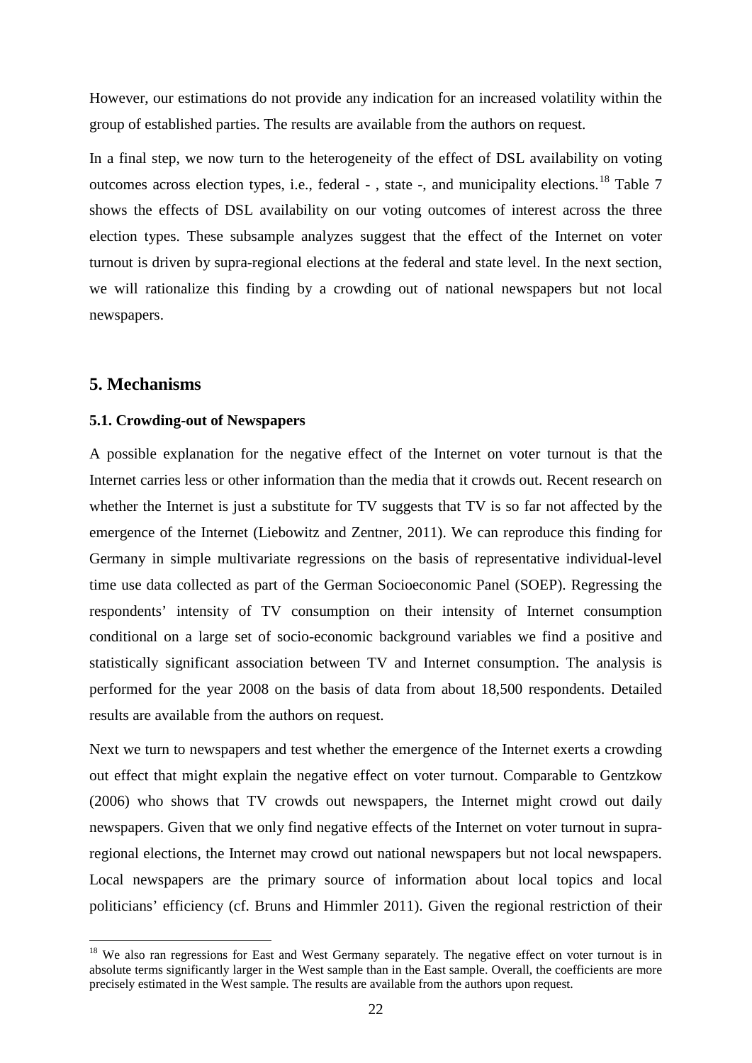However, our estimations do not provide any indication for an increased volatility within the group of established parties. The results are available from the authors on request.

In a final step, we now turn to the heterogeneity of the effect of DSL availability on voting outcomes across election types, i.e., federal - , state -, and municipality elections.[18] Table 7 shows the effects of DSL availability on our voting outcomes of interest across the three election types. These subsample analyzes suggest that the effect of the Internet on voter turnout is driven by supra-regional elections at the federal and state level. In the next section, we will rationalize this finding by a crowding out of national newspapers but not local newspapers.

## 5. Mechanisms

### 5.1. Crowding-out of Newspapers

A possible explanation for the negative effect of the Internet on voter turnout is that the Internet carries less or other information than the media that it crowds out. Recent research on whether the Internet is just a substitute for TV suggests that TV is so far not affected by the emergence of the Internet (Liebowitz and Zentner, 2011). We can reproduce this finding for Germany in simple multivariate regressions on the basis of representative individual-level time use data collected as part of the German Socioeconomic Panel (SOEP). Regressing the respondents' intensity of TV consumption on their intensity of Internet consumption conditional on a large set of socio-economic background variables we find a positive and statistically significant association between TV and Internet consumption. The analysis is performed for the year 2008 on the basis of data from about 18,500 respondents. Detailed results are available from the authors on request.

Next we turn to newspapers and test whether the emergence of the Internet exerts a crowding out effect that might explain the negative effect on voter turnout. Comparable to Gentzkow (2006) who shows that TV crowds out newspapers, the Internet might crowd out daily newspapers. Given that we only find negative effects of the Internet on voter turnout in supra-regional elections, the Internet may crowd out national newspapers but not local newspapers. Local newspapers are the primary source of information about local topics and local politicians' efficiency (cf. Bruns and Himmler 2011). Given the regional restriction of their

[18] We also ran regressions for East and West Germany separately. The negative effect on voter turnout is in absolute terms significantly larger in the West sample than in the East sample. Overall, the coefficients are more precisely estimated in the West sample. The results are available from the authors upon request.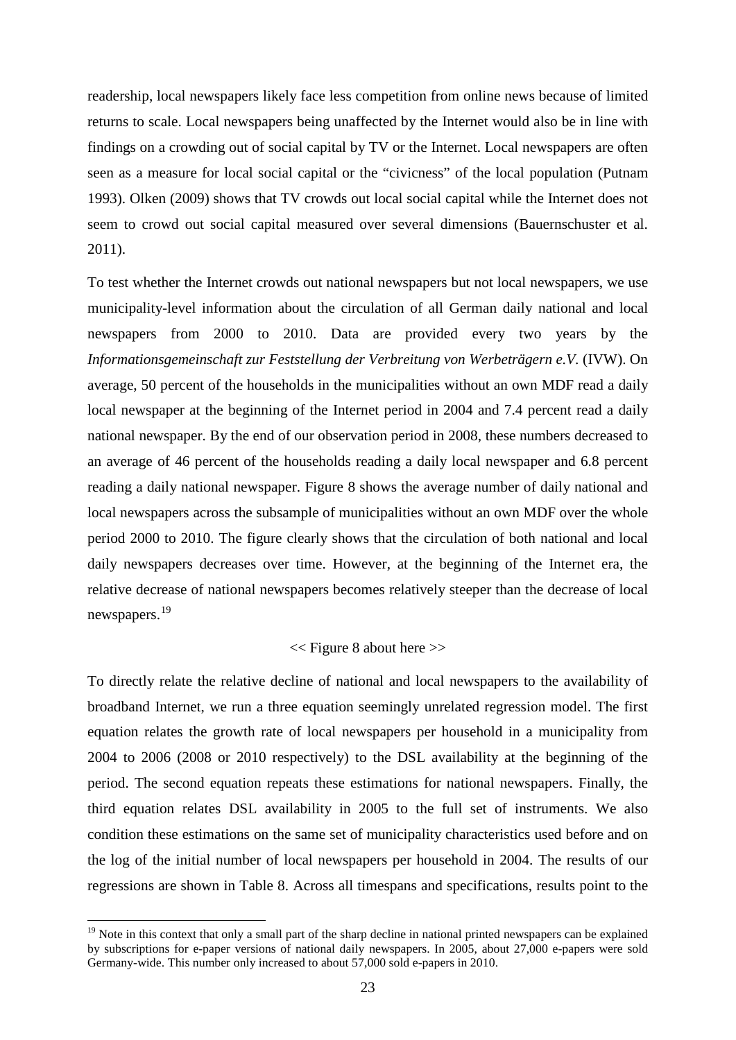readership, local newspapers likely face less competition from online news because of limited returns to scale. Local newspapers being unaffected by the Internet would also be in line with findings on a crowding out of social capital by TV or the Internet. Local newspapers are often seen as a measure for local social capital or the "civicness" of the local population (Putnam 1993). Olken (2009) shows that TV crowds out local social capital while the Internet does not seem to crowd out social capital measured over several dimensions (Bauernschuster et al. 2011).

To test whether the Internet crowds out national newspapers but not local newspapers, we use municipality-level information about the circulation of all German daily national and local newspapers from 2000 to 2010. Data are provided every two years by the *Informationsgemeinschaft zur Feststellung der Verbreitung von Werbeträgern e.V.* (IVW). On average, 50 percent of the households in the municipalities without an own MDF read a daily local newspaper at the beginning of the Internet period in 2004 and 7.4 percent read a daily national newspaper. By the end of our observation period in 2008, these numbers decreased to an average of 46 percent of the households reading a daily local newspaper and 6.8 percent reading a daily national newspaper. Figure 8 shows the average number of daily national and local newspapers across the subsample of municipalities without an own MDF over the whole period 2000 to 2010. The figure clearly shows that the circulation of both national and local daily newspapers decreases over time. However, at the beginning of the Internet era, the relative decrease of national newspapers becomes relatively steeper than the decrease of local newspapers.[19]

<< Figure 8 about here >>

To directly relate the relative decline of national and local newspapers to the availability of broadband Internet, we run a three equation seemingly unrelated regression model. The first equation relates the growth rate of local newspapers per household in a municipality from 2004 to 2006 (2008 or 2010 respectively) to the DSL availability at the beginning of the period. The second equation repeats these estimations for national newspapers. Finally, the third equation relates DSL availability in 2005 to the full set of instruments. We also condition these estimations on the same set of municipality characteristics used before and on the log of the initial number of local newspapers per household in 2004. The results of our regressions are shown in Table 8. Across all timespans and specifications, results point to the

[19] Note in this context that only a small part of the sharp decline in national printed newspapers can be explained by subscriptions for e-paper versions of national daily newspapers. In 2005, about 27,000 e-papers were sold Germany-wide. This number only increased to about 57,000 sold e-papers in 2010.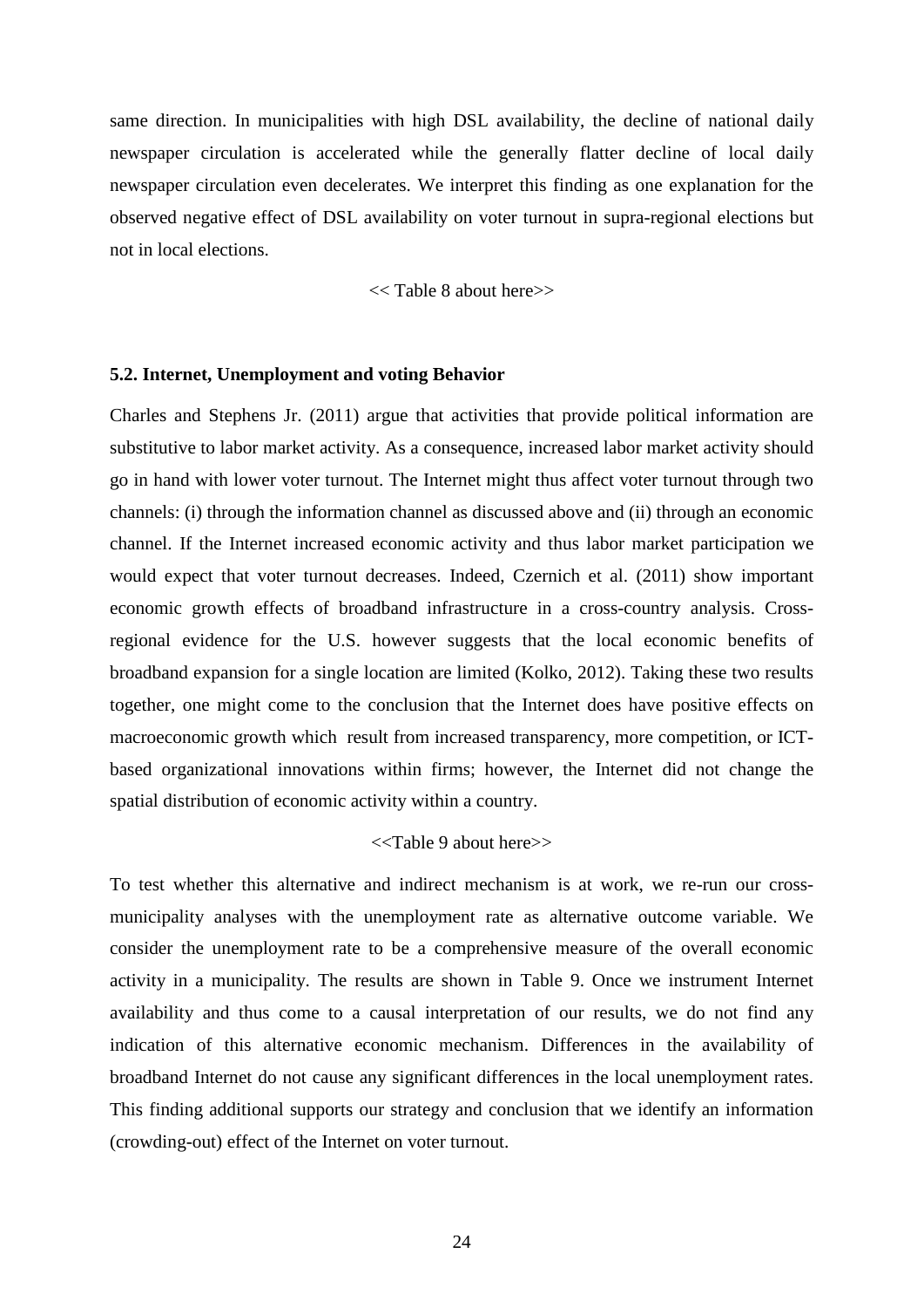same direction. In municipalities with high DSL availability, the decline of national daily newspaper circulation is accelerated while the generally flatter decline of local daily newspaper circulation even decelerates. We interpret this finding as one explanation for the observed negative effect of DSL availability on voter turnout in supra-regional elections but not in local elections.

<< Table 8 about here>>

### 5.2. Internet, Unemployment and voting Behavior

Charles and Stephens Jr. (2011) argue that activities that provide political information are substitutive to labor market activity. As a consequence, increased labor market activity should go in hand with lower voter turnout. The Internet might thus affect voter turnout through two channels: (i) through the information channel as discussed above and (ii) through an economic channel. If the Internet increased economic activity and thus labor market participation we would expect that voter turnout decreases. Indeed, Czernich et al. (2011) show important economic growth effects of broadband infrastructure in a cross-country analysis. Cross-regional evidence for the U.S. however suggests that the local economic benefits of broadband expansion for a single location are limited (Kolko, 2012). Taking these two results together, one might come to the conclusion that the Internet does have positive effects on macroeconomic growth which result from increased transparency, more competition, or ICT-based organizational innovations within firms; however, the Internet did not change the spatial distribution of economic activity within a country.

<<Table 9 about here>>

To test whether this alternative and indirect mechanism is at work, we re-run our cross-municipality analyses with the unemployment rate as alternative outcome variable. We consider the unemployment rate to be a comprehensive measure of the overall economic activity in a municipality. The results are shown in Table 9. Once we instrument Internet availability and thus come to a causal interpretation of our results, we do not find any indication of this alternative economic mechanism. Differences in the availability of broadband Internet do not cause any significant differences in the local unemployment rates. This finding additional supports our strategy and conclusion that we identify an information (crowding-out) effect of the Internet on voter turnout.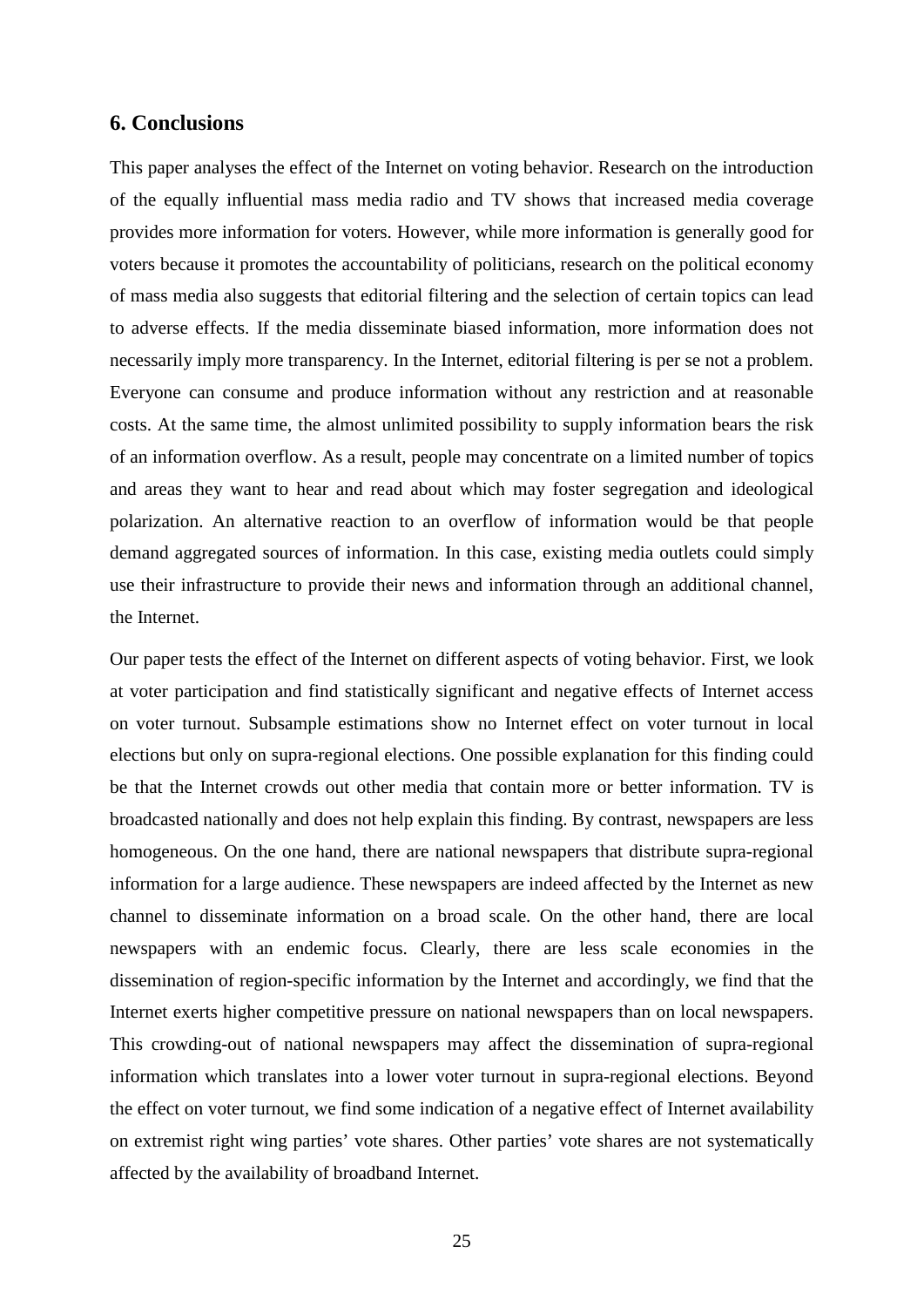## 6. Conclusions

This paper analyses the effect of the Internet on voting behavior. Research on the introduction of the equally influential mass media radio and TV shows that increased media coverage provides more information for voters. However, while more information is generally good for voters because it promotes the accountability of politicians, research on the political economy of mass media also suggests that editorial filtering and the selection of certain topics can lead to adverse effects. If the media disseminate biased information, more information does not necessarily imply more transparency. In the Internet, editorial filtering is per se not a problem. Everyone can consume and produce information without any restriction and at reasonable costs. At the same time, the almost unlimited possibility to supply information bears the risk of an information overflow. As a result, people may concentrate on a limited number of topics and areas they want to hear and read about which may foster segregation and ideological polarization. An alternative reaction to an overflow of information would be that people demand aggregated sources of information. In this case, existing media outlets could simply use their infrastructure to provide their news and information through an additional channel, the Internet.

Our paper tests the effect of the Internet on different aspects of voting behavior. First, we look at voter participation and find statistically significant and negative effects of Internet access on voter turnout. Subsample estimations show no Internet effect on voter turnout in local elections but only on supra-regional elections. One possible explanation for this finding could be that the Internet crowds out other media that contain more or better information. TV is broadcasted nationally and does not help explain this finding. By contrast, newspapers are less homogeneous. On the one hand, there are national newspapers that distribute supra-regional information for a large audience. These newspapers are indeed affected by the Internet as new channel to disseminate information on a broad scale. On the other hand, there are local newspapers with an endemic focus. Clearly, there are less scale economies in the dissemination of region-specific information by the Internet and accordingly, we find that the Internet exerts higher competitive pressure on national newspapers than on local newspapers. This crowding-out of national newspapers may affect the dissemination of supra-regional information which translates into a lower voter turnout in supra-regional elections. Beyond the effect on voter turnout, we find some indication of a negative effect of Internet availability on extremist right wing parties' vote shares. Other parties' vote shares are not systematically affected by the availability of broadband Internet.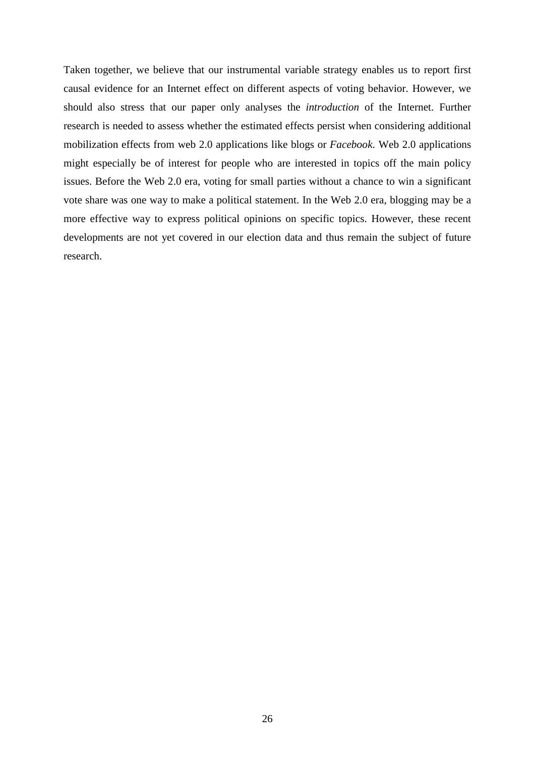Taken together, we believe that our instrumental variable strategy enables us to report first causal evidence for an Internet effect on different aspects of voting behavior. However, we should also stress that our paper only analyses the *introduction* of the Internet. Further research is needed to assess whether the estimated effects persist when considering additional mobilization effects from web 2.0 applications like blogs or *Facebook*. Web 2.0 applications might especially be of interest for people who are interested in topics off the main policy issues. Before the Web 2.0 era, voting for small parties without a chance to win a significant vote share was one way to make a political statement. In the Web 2.0 era, blogging may be a more effective way to express political opinions on specific topics. However, these recent developments are not yet covered in our election data and thus remain the subject of future research.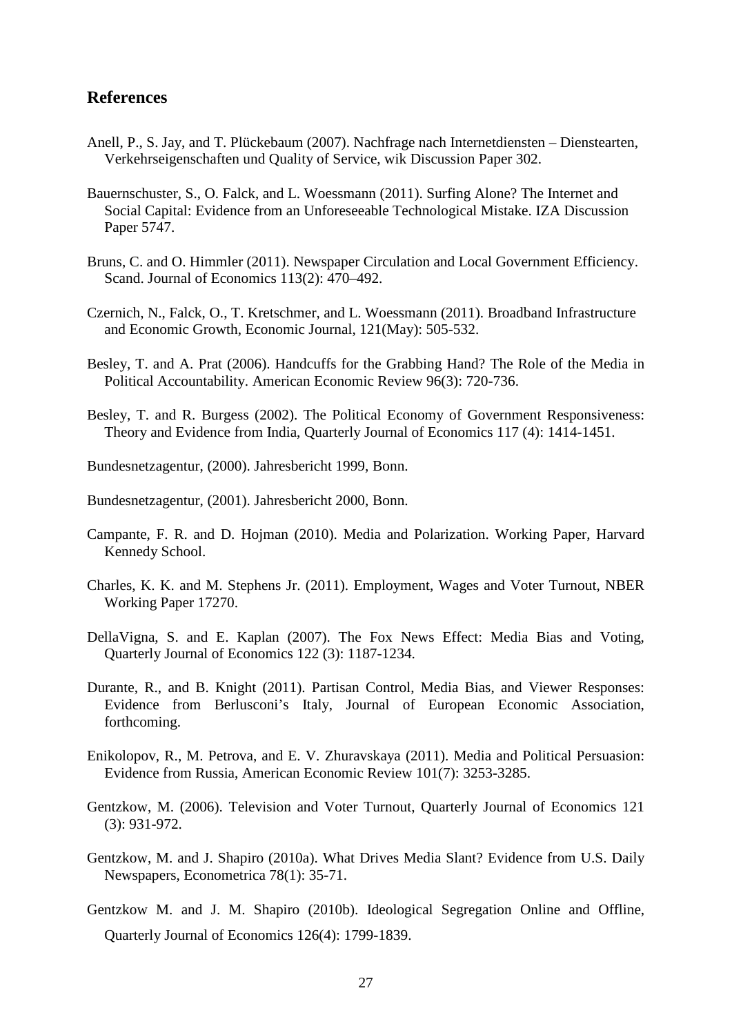## References

Anell, P., S. Jay, and T. Plückebaum (2007). Nachfrage nach Internetdiensten – Dienstearten, Verkehrseigenschaften und Quality of Service, wik Discussion Paper 302.

Bauernschuster, S., O. Falck, and L. Woessmann (2011). Surfing Alone? The Internet and Social Capital: Evidence from an Unforeseeable Technological Mistake. IZA Discussion Paper 5747.

Bruns, C. and O. Himmler (2011). Newspaper Circulation and Local Government Efficiency. Scand. Journal of Economics 113(2): 470–492.

Czernich, N., Falck, O., T. Kretschmer, and L. Woessmann (2011). Broadband Infrastructure and Economic Growth, Economic Journal, 121(May): 505-532.

Besley, T. and A. Prat (2006). Handcuffs for the Grabbing Hand? The Role of the Media in Political Accountability. American Economic Review 96(3): 720-736.

Besley, T. and R. Burgess (2002). The Political Economy of Government Responsiveness: Theory and Evidence from India, Quarterly Journal of Economics 117 (4): 1414-1451.

Bundesnetzagentur, (2000). Jahresbericht 1999, Bonn.

Bundesnetzagentur, (2001). Jahresbericht 2000, Bonn.

Campante, F. R. and D. Hojman (2010). Media and Polarization. Working Paper, Harvard Kennedy School.

Charles, K. K. and M. Stephens Jr. (2011). Employment, Wages and Voter Turnout, NBER Working Paper 17270.

DellaVigna, S. and E. Kaplan (2007). The Fox News Effect: Media Bias and Voting, Quarterly Journal of Economics 122 (3): 1187-1234.

Durante, R., and B. Knight (2011). Partisan Control, Media Bias, and Viewer Responses: Evidence from Berlusconi's Italy, Journal of European Economic Association, forthcoming.

Enikolopov, R., M. Petrova, and E. V. Zhuravskaya (2011). Media and Political Persuasion: Evidence from Russia, American Economic Review 101(7): 3253-3285.

Gentzkow, M. (2006). Television and Voter Turnout, Quarterly Journal of Economics 121 (3): 931-972.

Gentzkow, M. and J. Shapiro (2010a). What Drives Media Slant? Evidence from U.S. Daily Newspapers, Econometrica 78(1): 35-71.

Gentzkow M. and J. M. Shapiro (2010b). Ideological Segregation Online and Offline, Quarterly Journal of Economics 126(4): 1799-1839.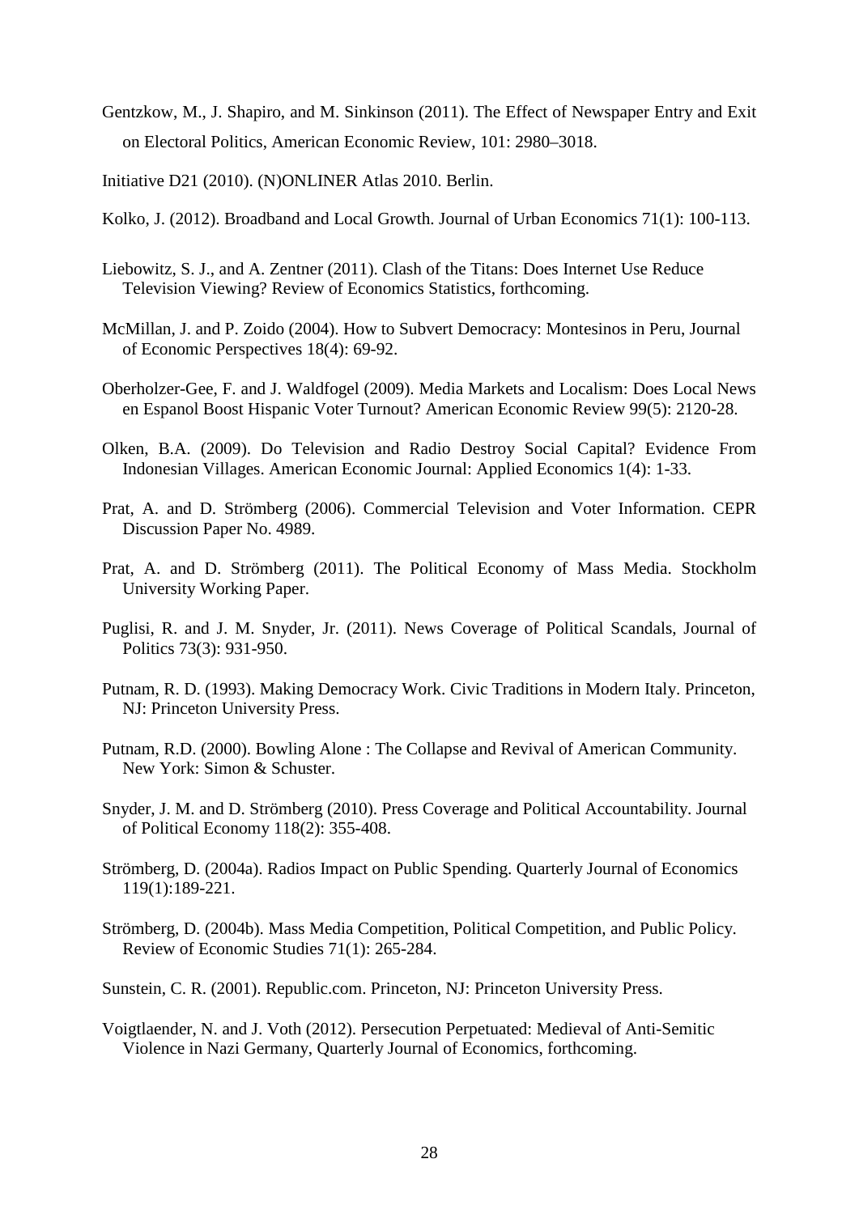Gentzkow, M., J. Shapiro, and M. Sinkinson (2011). The Effect of Newspaper Entry and Exit on Electoral Politics, American Economic Review, 101: 2980–3018.

Initiative D21 (2010). (N)ONLINER Atlas 2010. Berlin.

Kolko, J. (2012). Broadband and Local Growth. Journal of Urban Economics 71(1): 100-113.

Liebowitz, S. J., and A. Zentner (2011). Clash of the Titans: Does Internet Use Reduce Television Viewing? Review of Economics Statistics, forthcoming.

McMillan, J. and P. Zoido (2004). How to Subvert Democracy: Montesinos in Peru, Journal of Economic Perspectives 18(4): 69-92.

Oberholzer-Gee, F. and J. Waldfogel (2009). Media Markets and Localism: Does Local News en Espanol Boost Hispanic Voter Turnout? American Economic Review 99(5): 2120-28.

Olken, B.A. (2009). Do Television and Radio Destroy Social Capital? Evidence From Indonesian Villages. American Economic Journal: Applied Economics 1(4): 1-33.

Prat, A. and D. Strömberg (2006). Commercial Television and Voter Information. CEPR Discussion Paper No. 4989.

Prat, A. and D. Strömberg (2011). The Political Economy of Mass Media. Stockholm University Working Paper.

Puglisi, R. and J. M. Snyder, Jr. (2011). News Coverage of Political Scandals, Journal of Politics 73(3): 931-950.

Putnam, R. D. (1993). Making Democracy Work. Civic Traditions in Modern Italy. Princeton, NJ: Princeton University Press.

Putnam, R.D. (2000). Bowling Alone : The Collapse and Revival of American Community. New York: Simon & Schuster.

Snyder, J. M. and D. Strömberg (2010). Press Coverage and Political Accountability. Journal of Political Economy 118(2): 355-408.

Strömberg, D. (2004a). Radios Impact on Public Spending. Quarterly Journal of Economics 119(1):189-221.

Strömberg, D. (2004b). Mass Media Competition, Political Competition, and Public Policy. Review of Economic Studies 71(1): 265-284.

Sunstein, C. R. (2001). Republic.com. Princeton, NJ: Princeton University Press.

Voigtlaender, N. and J. Voth (2012). Persecution Perpetuated: Medieval of Anti-Semitic Violence in Nazi Germany, Quarterly Journal of Economics, forthcoming.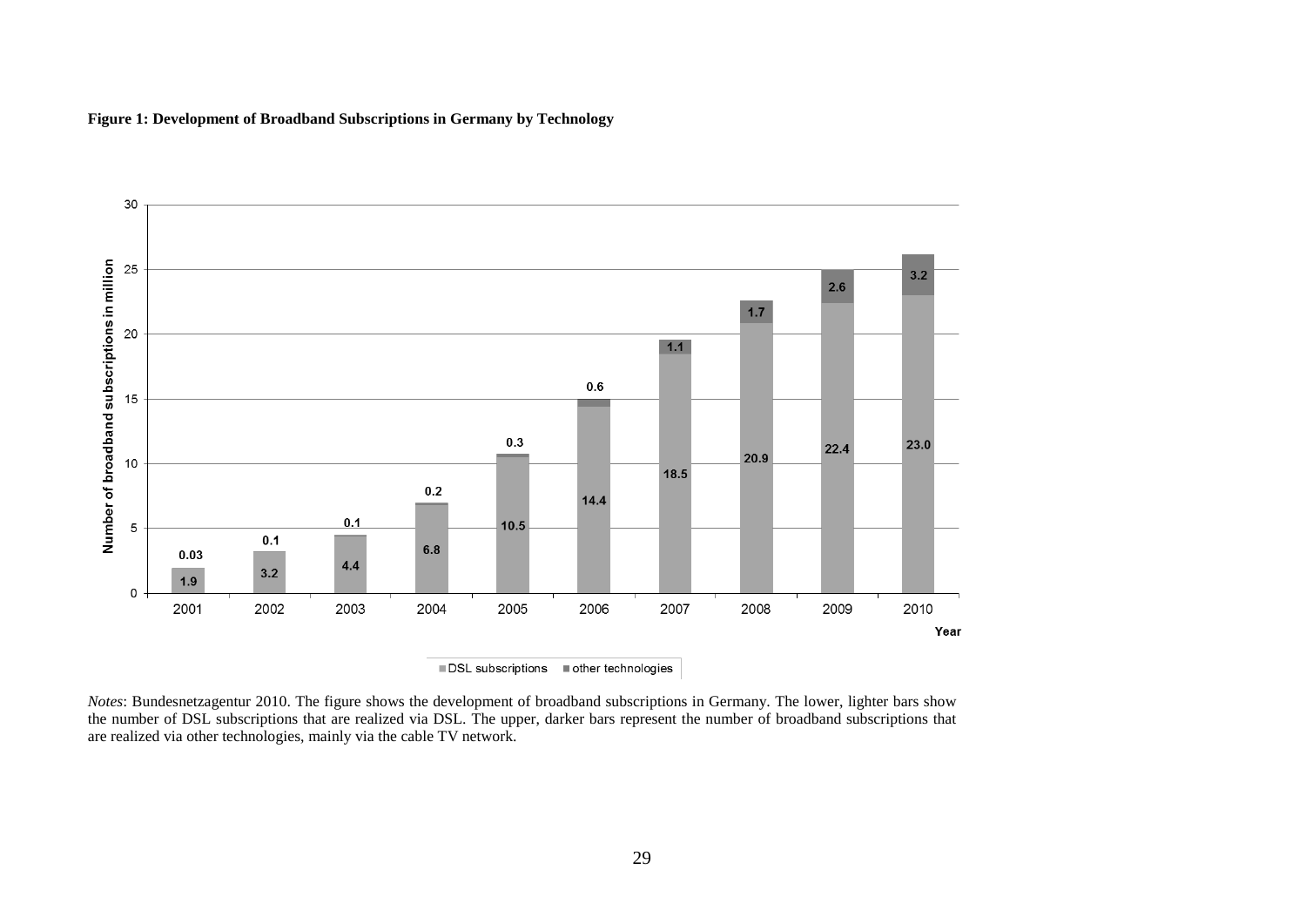**Figure 1: Development of Broadband Subscriptions in Germany by Technology**

*Notes*: Bundesnetzagentur 2010. The figure shows the development of broadband subscriptions in Germany. The lower, lighter bars show the number of DSL subscriptions that are realized via DSL. The upper, darker bars represent the number of broadband subscriptions that are realized via other technologies, mainly via the cable TV network.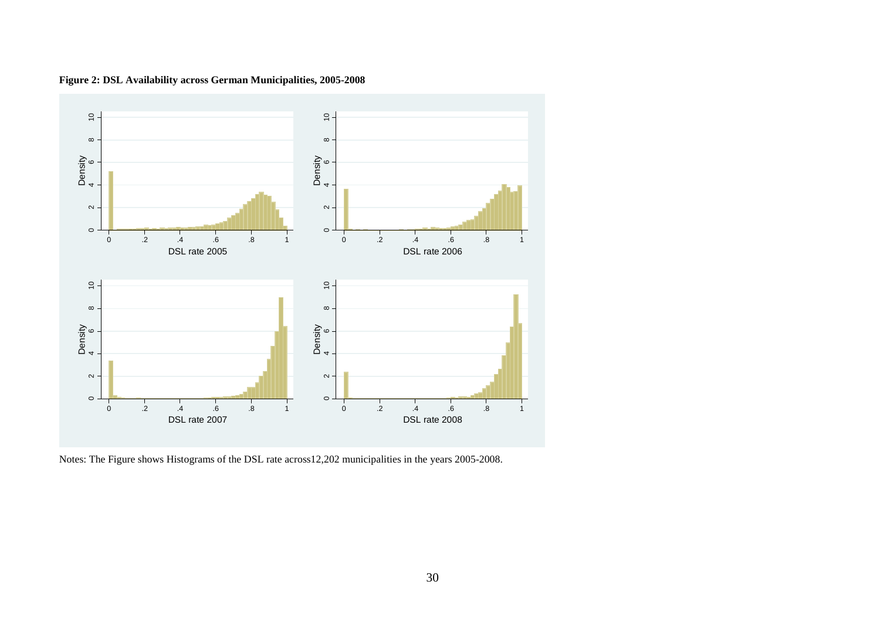**Figure 2: DSL Availability across German Municipalities, 2005-2008**

Notes: The Figure shows Histograms of the DSL rate across12,202 municipalities in the years 2005-2008.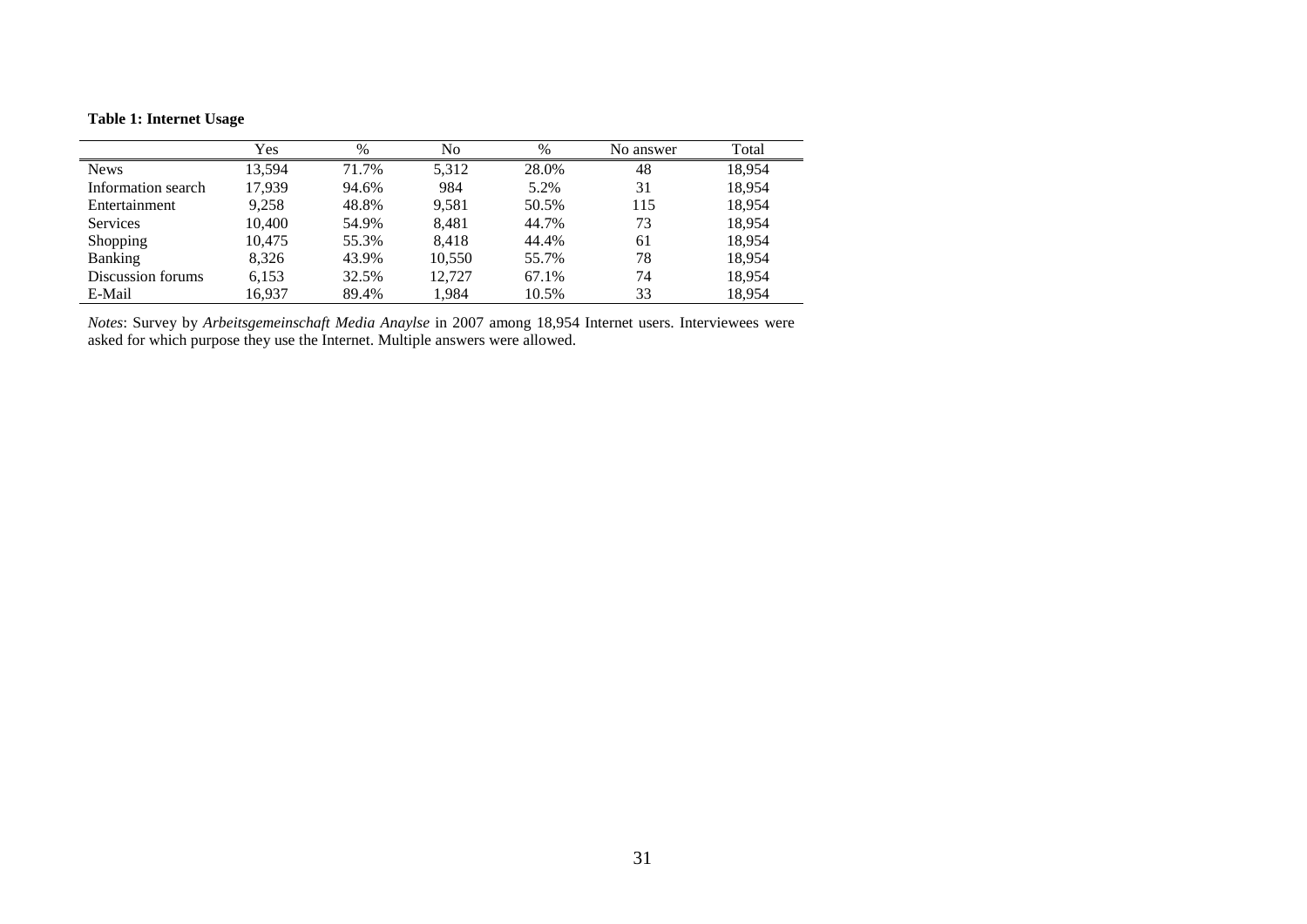**Table 1: Internet Usage**

| | Yes | % | No | % | No answer | Total |
|---|---|---|---|---|---|---|
| News | 13,594 | 71.7% | 5,312 | 28.0% | 48 | 18,954 |
| Information search | 17,939 | 94.6% | 984 | 5.2% | 31 | 18,954 |
| Entertainment | 9,258 | 48.8% | 9,581 | 50.5% | 115 | 18,954 |
| Services | 10,400 | 54.9% | 8,481 | 44.7% | 73 | 18,954 |
| Shopping | 10,475 | 55.3% | 8,418 | 44.4% | 61 | 18,954 |
| Banking | 8,326 | 43.9% | 10,550 | 55.7% | 78 | 18,954 |
| Discussion forums | 6,153 | 32.5% | 12,727 | 67.1% | 74 | 18,954 |
| E-Mail | 16,937 | 89.4% | 1,984 | 10.5% | 33 | 18,954 |

*Notes*: Survey by *Arbeitsgemeinschaft Media Anaylse* in 2007 among 18,954 Internet users. Interviewees were asked for which purpose they use the Internet. Multiple answers were allowed.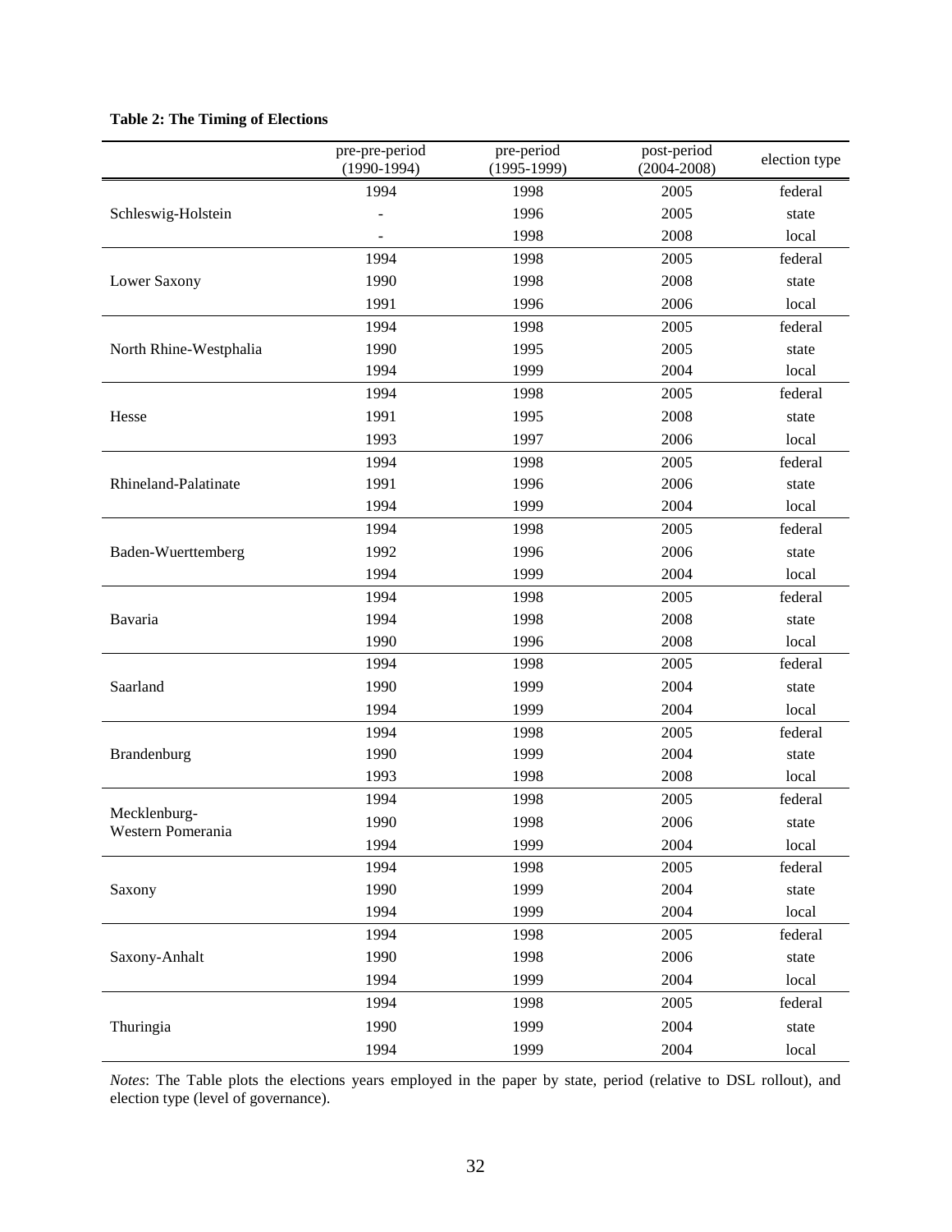**Table 2: The Timing of Elections**

| | pre-pre-period (1990-1994) | pre-period (1995-1999) | post-period (2004-2008) | election type |
|---|---|---|---|---|
| Schleswig-Holstein | 1994 | 1998 | 2005 | federal |
| | - | 1996 | 2005 | state |
| | - | 1998 | 2008 | local |
| Lower Saxony | 1994 | 1998 | 2005 | federal |
| | 1990 | 1998 | 2008 | state |
| | 1991 | 1996 | 2006 | local |
| North Rhine-Westphalia | 1994 | 1998 | 2005 | federal |
| | 1990 | 1995 | 2005 | state |
| | 1994 | 1999 | 2004 | local |
| Hesse | 1994 | 1998 | 2005 | federal |
| | 1991 | 1995 | 2008 | state |
| | 1993 | 1997 | 2006 | local |
| Rhineland-Palatinate | 1994 | 1998 | 2005 | federal |
| | 1991 | 1996 | 2006 | state |
| | 1994 | 1999 | 2004 | local |
| Baden-Wuerttemberg | 1994 | 1998 | 2005 | federal |
| | 1992 | 1996 | 2006 | state |
| | 1994 | 1999 | 2004 | local |
| Bavaria | 1994 | 1998 | 2005 | federal |
| | 1994 | 1998 | 2008 | state |
| | 1990 | 1996 | 2008 | local |
| Saarland | 1994 | 1998 | 2005 | federal |
| | 1990 | 1999 | 2004 | state |
| | 1994 | 1999 | 2004 | local |
| Brandenburg | 1994 | 1998 | 2005 | federal |
| | 1990 | 1999 | 2004 | state |
| | 1993 | 1998 | 2008 | local |
| Mecklenburg-Western Pomerania | 1994 | 1998 | 2005 | federal |
| | 1990 | 1998 | 2006 | state |
| | 1994 | 1999 | 2004 | local |
| Saxony | 1994 | 1998 | 2005 | federal |
| | 1990 | 1999 | 2004 | state |
| | 1994 | 1999 | 2004 | local |
| Saxony-Anhalt | 1994 | 1998 | 2005 | federal |
| | 1990 | 1998 | 2006 | state |
| | 1994 | 1999 | 2004 | local |
| Thuringia | 1994 | 1998 | 2005 | federal |
| | 1990 | 1999 | 2004 | state |
| | 1994 | 1999 | 2004 | local |

*Notes*: The Table plots the elections years employed in the paper by state, period (relative to DSL rollout), and election type (level of governance).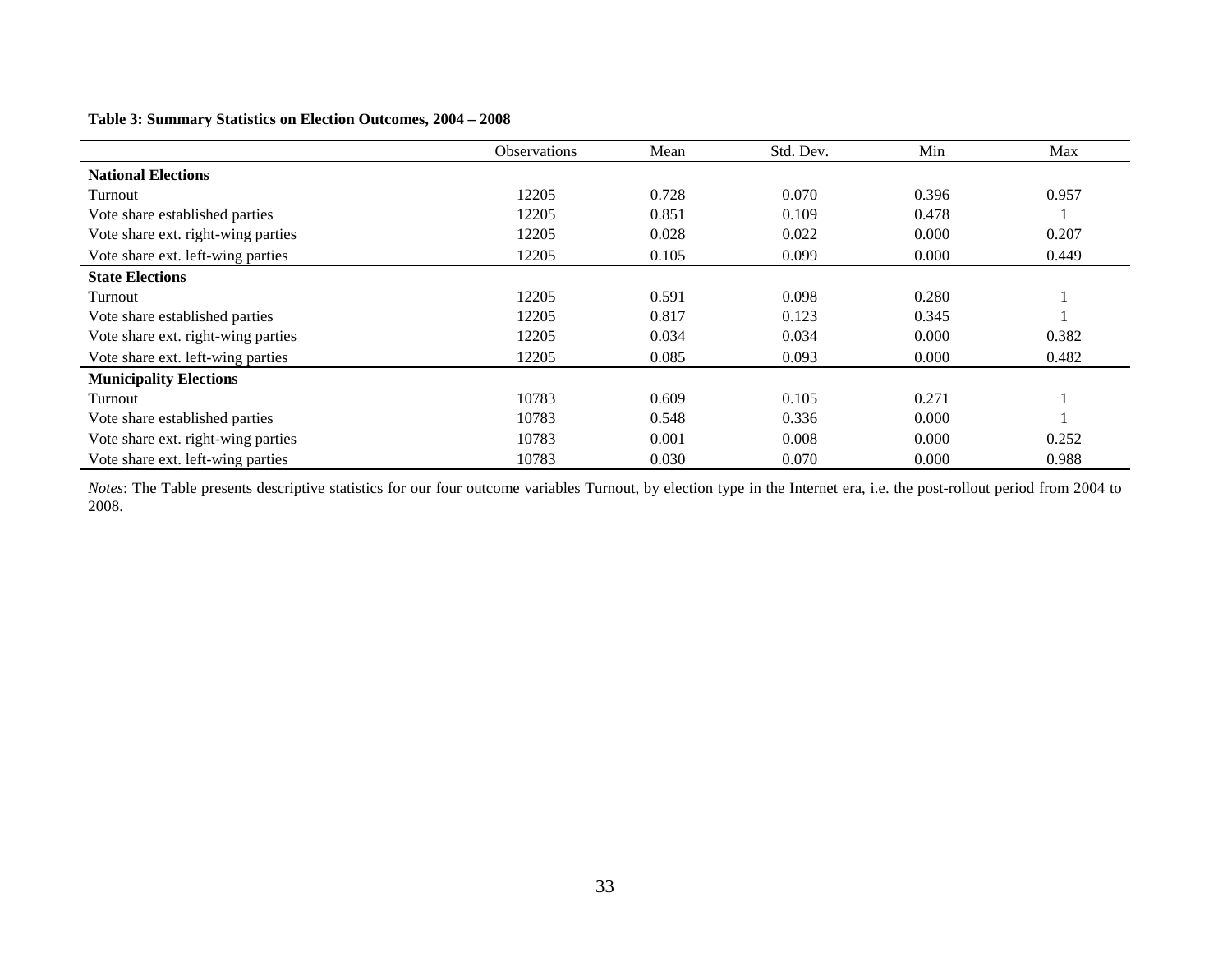**Table 3: Summary Statistics on Election Outcomes, 2004 – 2008**

| | Observations | Mean | Std. Dev. | Min | Max |
|---|---|---|---|---|---|
| **National Elections** | | | | | |
| Turnout | 12205 | 0.728 | 0.070 | 0.396 | 0.957 |
| Vote share established parties | 12205 | 0.851 | 0.109 | 0.478 | 1 |
| Vote share ext. right-wing parties | 12205 | 0.028 | 0.022 | 0.000 | 0.207 |
| Vote share ext. left-wing parties | 12205 | 0.105 | 0.099 | 0.000 | 0.449 |
| **State Elections** | | | | | |
| Turnout | 12205 | 0.591 | 0.098 | 0.280 | 1 |
| Vote share established parties | 12205 | 0.817 | 0.123 | 0.345 | 1 |
| Vote share ext. right-wing parties | 12205 | 0.034 | 0.034 | 0.000 | 0.382 |
| Vote share ext. left-wing parties | 12205 | 0.085 | 0.093 | 0.000 | 0.482 |
| **Municipality Elections** | | | | | |
| Turnout | 10783 | 0.609 | 0.105 | 0.271 | 1 |
| Vote share established parties | 10783 | 0.548 | 0.336 | 0.000 | 1 |
| Vote share ext. right-wing parties | 10783 | 0.001 | 0.008 | 0.000 | 0.252 |
| Vote share ext. left-wing parties | 10783 | 0.030 | 0.070 | 0.000 | 0.988 |

*Notes*: The Table presents descriptive statistics for our four outcome variables Turnout, by election type in the Internet era, i.e. the post-rollout period from 2004 to 2008.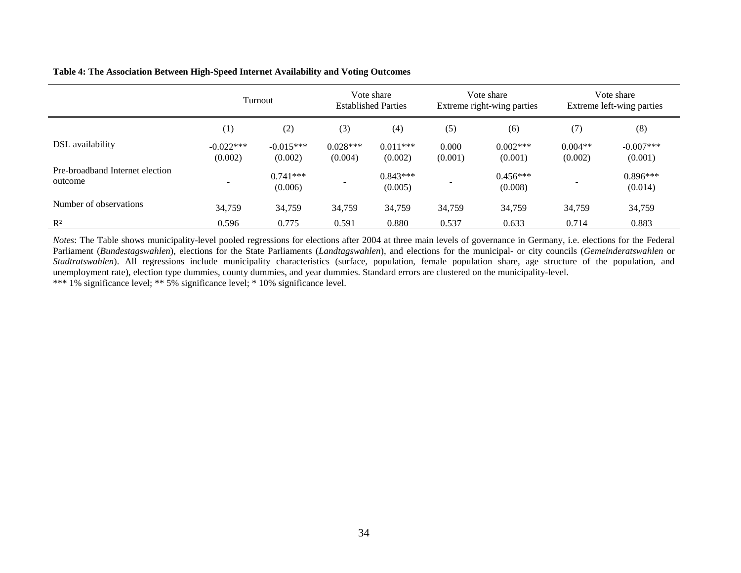**Table 4: The Association Between High-Speed Internet Availability and Voting Outcomes**

| | Turnout | | Vote share Established Parties | | Vote share Extreme right-wing parties | | Vote share Extreme left-wing parties | |
|---|---|---|---|---|---|---|---|---|
| | (1) | (2) | (3) | (4) | (5) | (6) | (7) | (8) |
| DSL availability | -0.022*** (0.002) | -0.015*** (0.002) | 0.028*** (0.004) | 0.011*** (0.002) | 0.000 (0.001) | 0.002*** (0.001) | 0.004** (0.002) | -0.007*** (0.001) |
| Pre-broadband Internet election outcome | - | 0.741*** (0.006) | - | 0.843*** (0.005) | - | 0.456*** (0.008) | - | 0.896*** (0.014) |
| Number of observations | 34,759 | 34,759 | 34,759 | 34,759 | 34,759 | 34,759 | 34,759 | 34,759 |
| $R^2$ | 0.596 | 0.775 | 0.591 | 0.880 | 0.537 | 0.633 | 0.714 | 0.883 |

*Notes*: The Table shows municipality-level pooled regressions for elections after 2004 at three main levels of governance in Germany, i.e. elections for the Federal Parliament (*Bundestagswahlen*), elections for the State Parliaments (*Landtagswahlen*), and elections for the municipal- or city councils (*Gemeinderatswahlen* or *Stadtratswahlen*). All regressions include municipality characteristics (surface, population, female population share, age structure of the population, and unemployment rate), election type dummies, county dummies, and year dummies. Standard errors are clustered on the municipality-level.
*** 1% significance level; ** 5% significance level; * 10% significance level.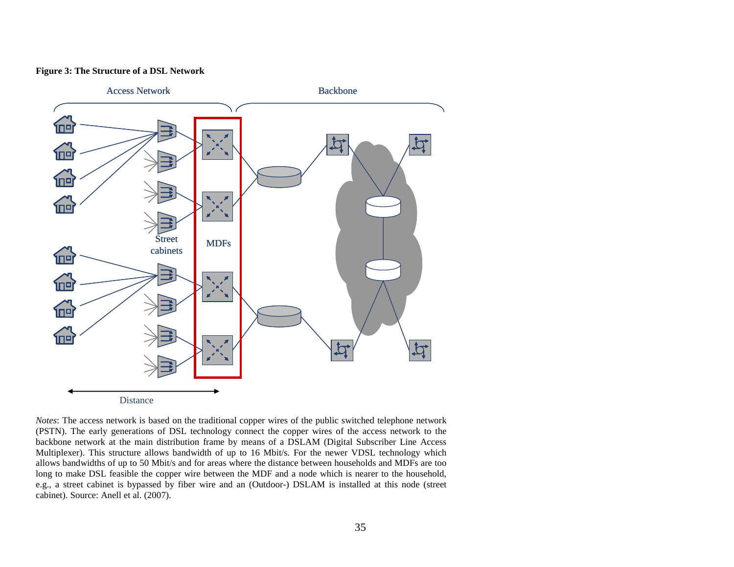**Figure 3: The Structure of a DSL Network**

*Notes*: The access network is based on the traditional copper wires of the public switched telephone network (PSTN). The early generations of DSL technology connect the copper wires of the access network to the backbone network at the main distribution frame by means of a DSLAM (Digital Subscriber Line Access Multiplexer). This structure allows bandwidth of up to 16 Mbit/s. For the newer VDSL technology which allows bandwidths of up to 50 Mbit/s and for areas where the distance between households and MDFs are too long to make DSL feasible the copper wire between the MDF and a node which is nearer to the household, e.g., a street cabinet is bypassed by fiber wire and an (Outdoor-) DSLAM is installed at this node (street cabinet). Source: Anell et al. (2007).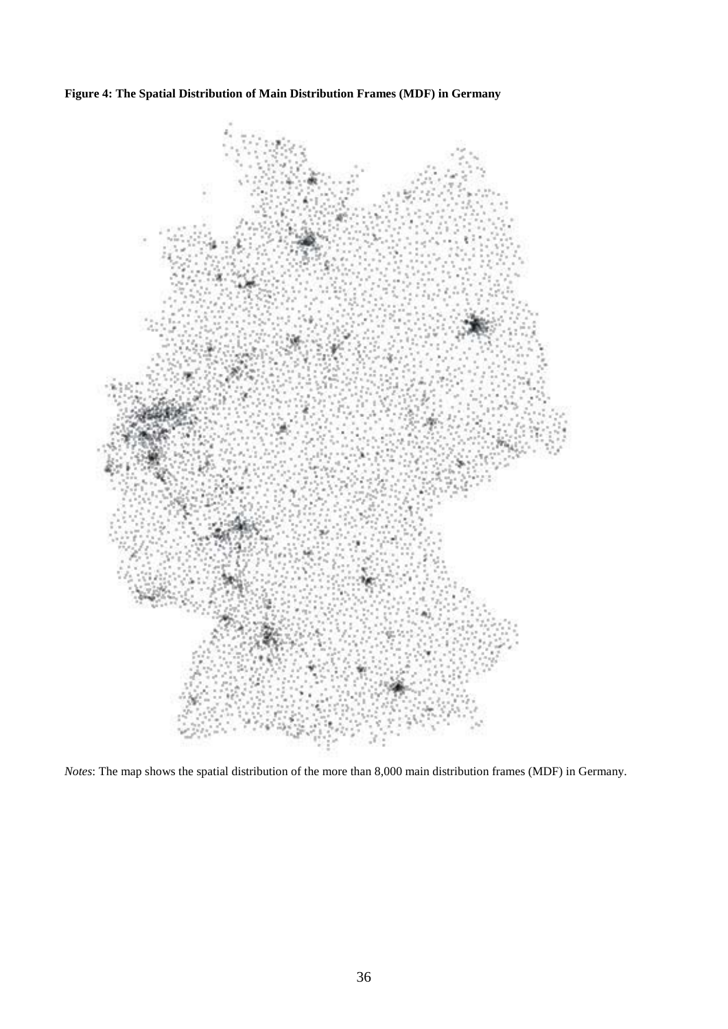**Figure 4: The Spatial Distribution of Main Distribution Frames (MDF) in Germany**

*Notes*: The map shows the spatial distribution of the more than 8,000 main distribution frames (MDF) in Germany.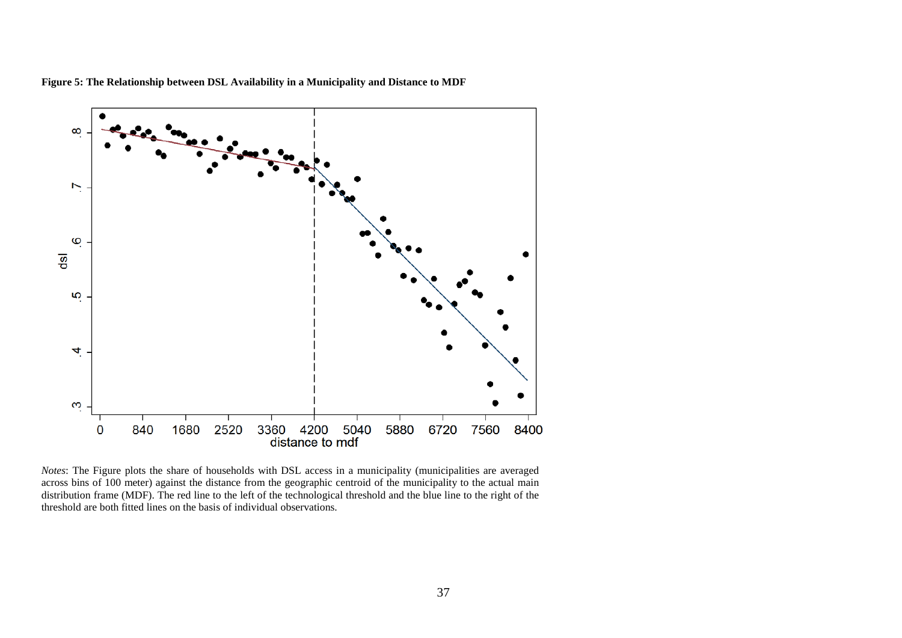**Figure 5: The Relationship between DSL Availability in a Municipality and Distance to MDF**

*Notes*: The Figure plots the share of households with DSL access in a municipality (municipalities are averaged across bins of 100 meter) against the distance from the geographic centroid of the municipality to the actual main distribution frame (MDF). The red line to the left of the technological threshold and the blue line to the right of the threshold are both fitted lines on the basis of individual observations.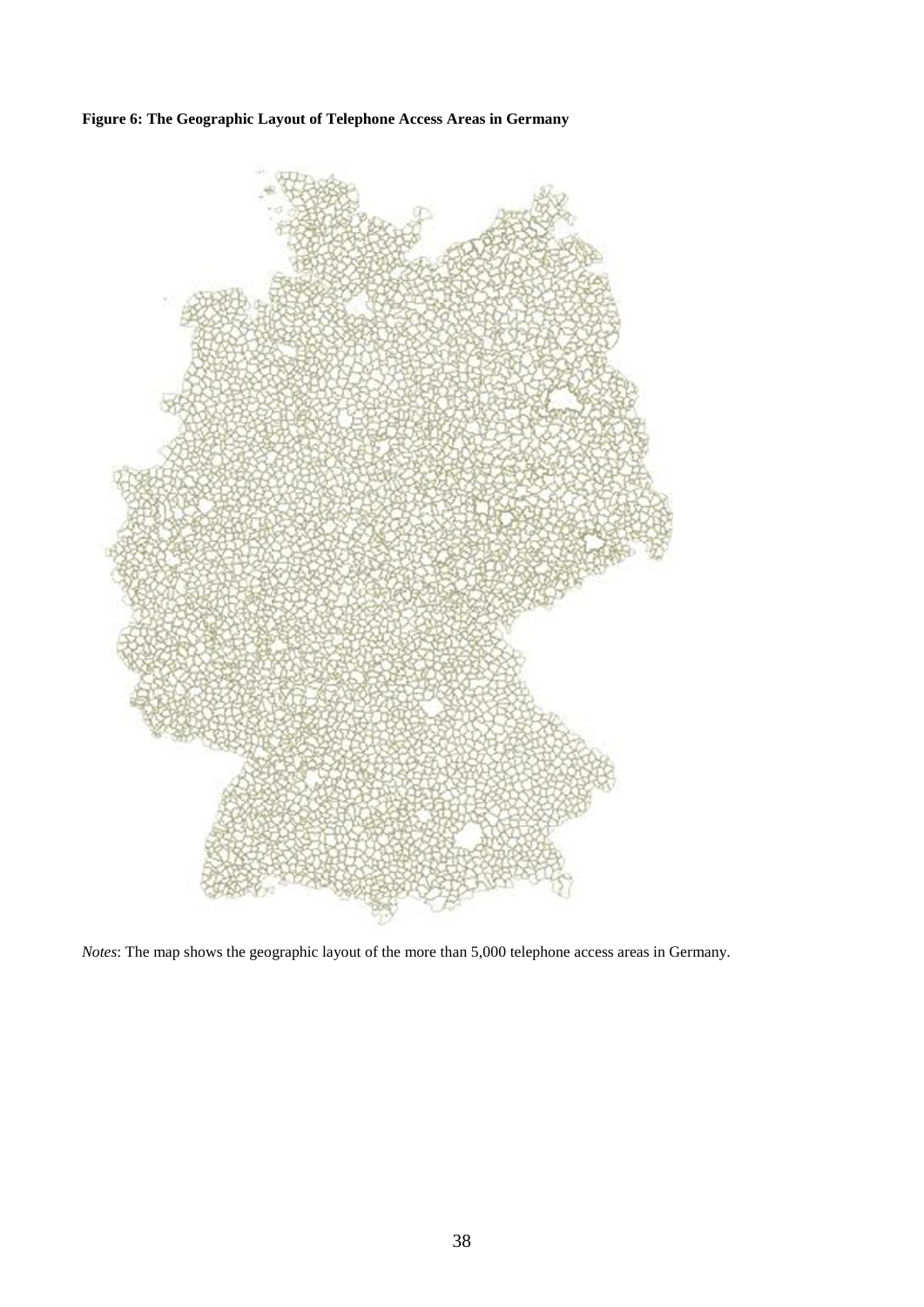**Figure 6: The Geographic Layout of Telephone Access Areas in Germany**

*Notes*: The map shows the geographic layout of the more than 5,000 telephone access areas in Germany.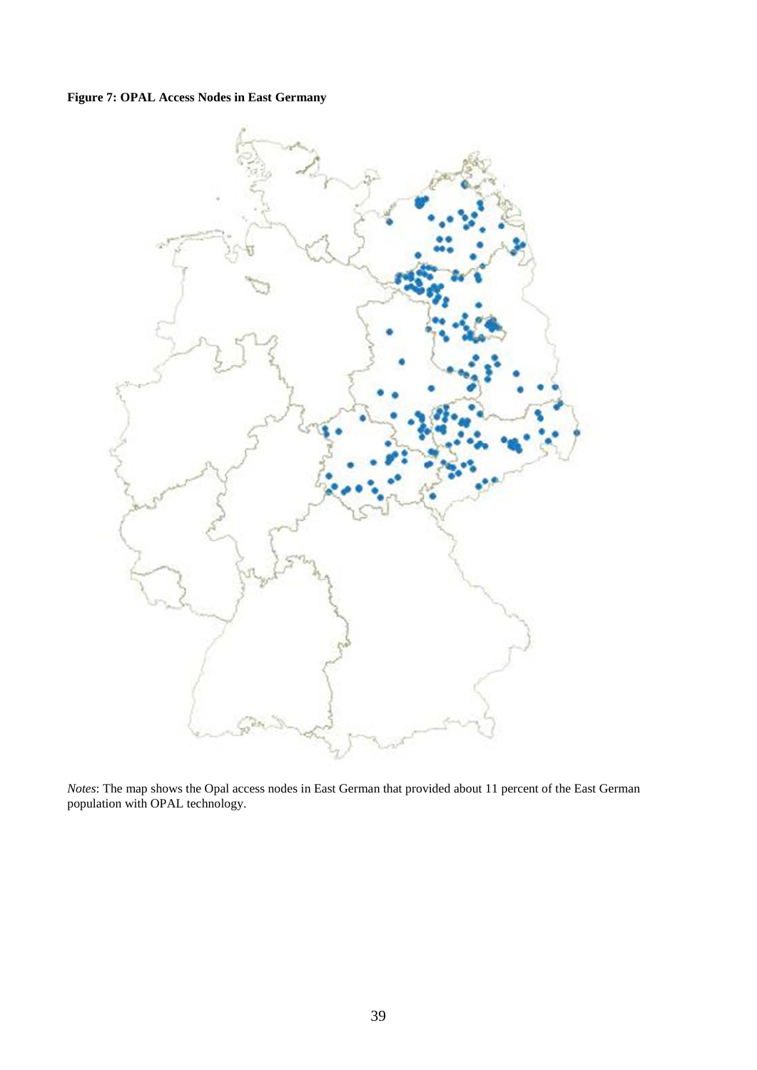**Figure 7: OPAL Access Nodes in East Germany**

*Notes*: The map shows the Opal access nodes in East German that provided about 11 percent of the East German population with OPAL technology.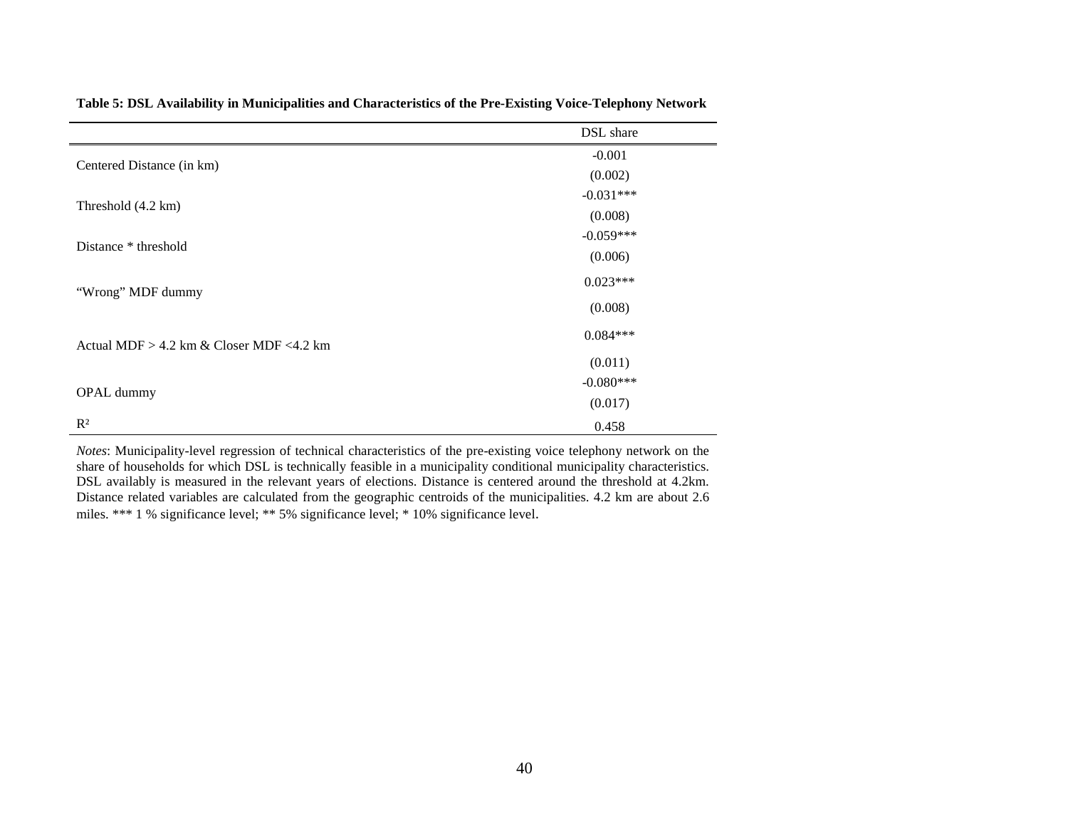**Table 5: DSL Availability in Municipalities and Characteristics of the Pre-Existing Voice-Telephony Network**

| | DSL share |
|---|---|
| Centered Distance (in km) | -0.001 |
| | (0.002) |
| Threshold (4.2 km) | -0.031*** |
| | (0.008) |
| Distance * threshold | -0.059*** |
| | (0.006) |
| "Wrong" MDF dummy | 0.023*** |
| | (0.008) |
| Actual MDF > 4.2 km & Closer MDF <4.2 km | 0.084*** |
| | (0.011) |
| OPAL dummy | -0.080*** |
| | (0.017) |
| $R^2$ | 0.458 |

*Notes*: Municipality-level regression of technical characteristics of the pre-existing voice telephony network on the share of households for which DSL is technically feasible in a municipality conditional municipality characteristics. DSL availably is measured in the relevant years of elections. Distance is centered around the threshold at 4.2km. Distance related variables are calculated from the geographic centroids of the municipalities. 4.2 km are about 2.6 miles. *** 1 % significance level; ** 5% significance level; * 10% significance level.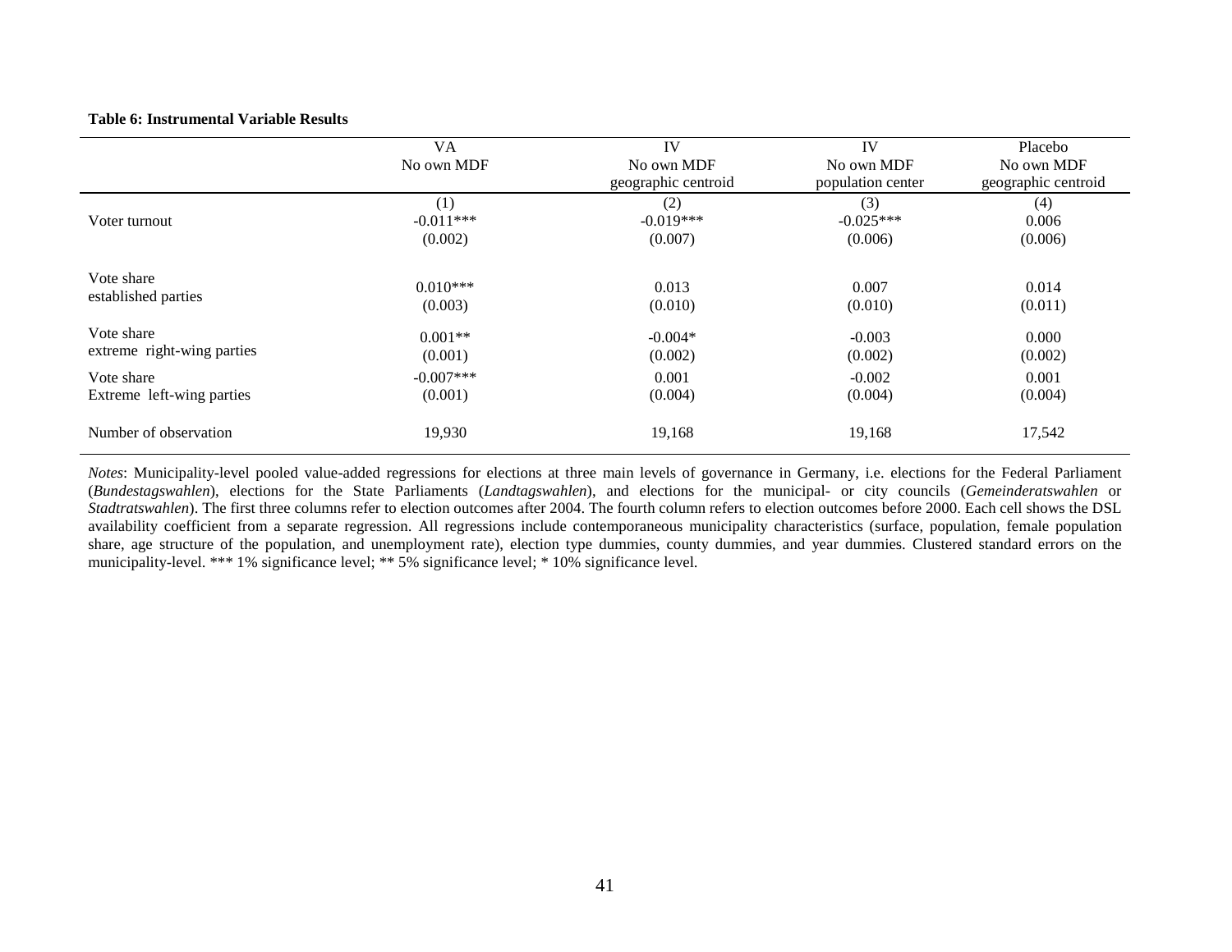**Table 6: Instrumental Variable Results**

| | VA<br>No own MDF | IV<br>No own MDF<br>geographic centroid | IV<br>No own MDF<br>population center | Placebo<br>No own MDF<br>geographic centroid |
|---|---|---|---|---|
| | (1) | (2) | (3) | (4) |
| Voter turnout | -0.011*** | -0.019*** | -0.025*** | 0.006 |
| | (0.002) | (0.007) | (0.006) | (0.006) |
| Vote share established parties | 0.010*** | 0.013 | 0.007 | 0.014 |
| | (0.003) | (0.010) | (0.010) | (0.011) |
| Vote share extreme right-wing parties | 0.001** | -0.004* | -0.003 | 0.000 |
| | (0.001) | (0.002) | (0.002) | (0.002) |
| Vote share Extreme left-wing parties | -0.007*** | 0.001 | -0.002 | 0.001 |
| | (0.001) | (0.004) | (0.004) | (0.004) |
| Number of observation | 19,930 | 19,168 | 19,168 | 17,542 |

*Notes*: Municipality-level pooled value-added regressions for elections at three main levels of governance in Germany, i.e. elections for the Federal Parliament (*Bundestagswahlen*), elections for the State Parliaments (*Landtagswahlen*), and elections for the municipal- or city councils (*Gemeinderatswahlen* or *Stadtratswahlen*). The first three columns refer to election outcomes after 2004. The fourth column refers to election outcomes before 2000. Each cell shows the DSL availability coefficient from a separate regression. All regressions include contemporaneous municipality characteristics (surface, population, female population share, age structure of the population, and unemployment rate), election type dummies, county dummies, and year dummies. Clustered standard errors on the municipality-level. *** 1% significance level; ** 5% significance level; * 10% significance level.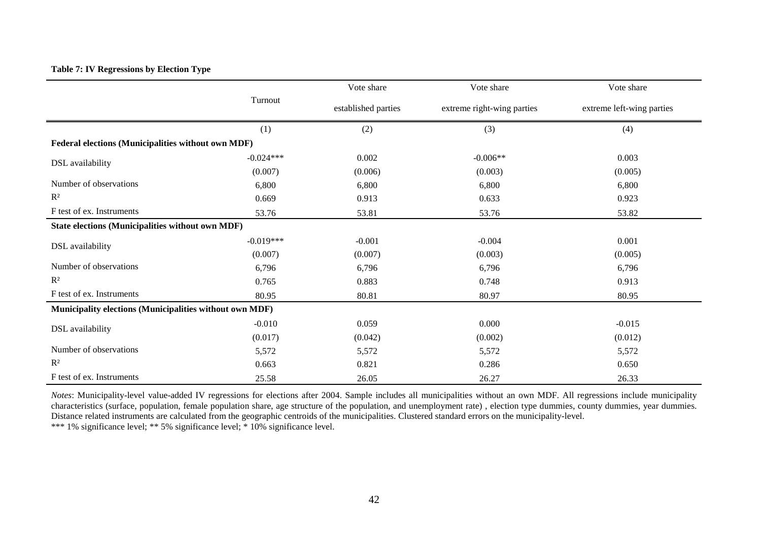**Table 7: IV Regressions by Election Type**

| | Turnout | Vote share established parties | Vote share extreme right-wing parties | Vote share extreme left-wing parties |
|---|---|---|---|---|
| | (1) | (2) | (3) | (4) |
| **Federal elections (Municipalities without own MDF)** | | | | |
| DSL availability | -0.024*** | 0.002 | -0.006** | 0.003 |
| | (0.007) | (0.006) | (0.003) | (0.005) |
| Number of observations | 6,800 | 6,800 | 6,800 | 6,800 |
| $R^2$ | 0.669 | 0.913 | 0.633 | 0.923 |
| F test of ex. Instruments | 53.76 | 53.81 | 53.76 | 53.82 |
| **State elections (Municipalities without own MDF)** | | | | |
| DSL availability | -0.019*** | -0.001 | -0.004 | 0.001 |
| | (0.007) | (0.007) | (0.003) | (0.005) |
| Number of observations | 6,796 | 6,796 | 6,796 | 6,796 |
| $R^2$ | 0.765 | 0.883 | 0.748 | 0.913 |
| F test of ex. Instruments | 80.95 | 80.81 | 80.97 | 80.95 |
| **Municipality elections (Municipalities without own MDF)** | | | | |
| DSL availability | -0.010 | 0.059 | 0.000 | -0.015 |
| | (0.017) | (0.042) | (0.002) | (0.012) |
| Number of observations | 5,572 | 5,572 | 5,572 | 5,572 |
| $R^2$ | 0.663 | 0.821 | 0.286 | 0.650 |
| F test of ex. Instruments | 25.58 | 26.05 | 26.27 | 26.33 |

*Notes*: Municipality-level value-added IV regressions for elections after 2004. Sample includes all municipalities without an own MDF. All regressions include municipality characteristics (surface, population, female population share, age structure of the population, and unemployment rate) , election type dummies, county dummies, year dummies. Distance related instruments are calculated from the geographic centroids of the municipalities. Clustered standard errors on the municipality-level.

*** 1% significance level; ** 5% significance level; * 10% significance level.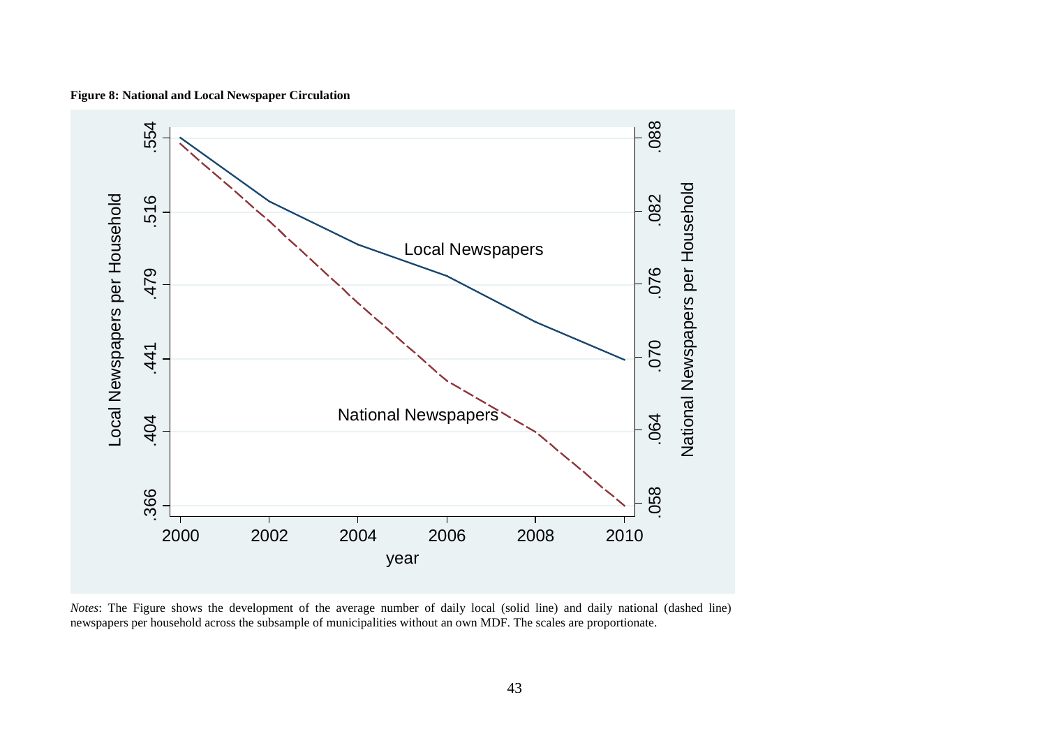**Figure 8: National and Local Newspaper Circulation**

*Notes*: The Figure shows the development of the average number of daily local (solid line) and daily national (dashed line) newspapers per household across the subsample of municipalities without an own MDF. The scales are proportionate.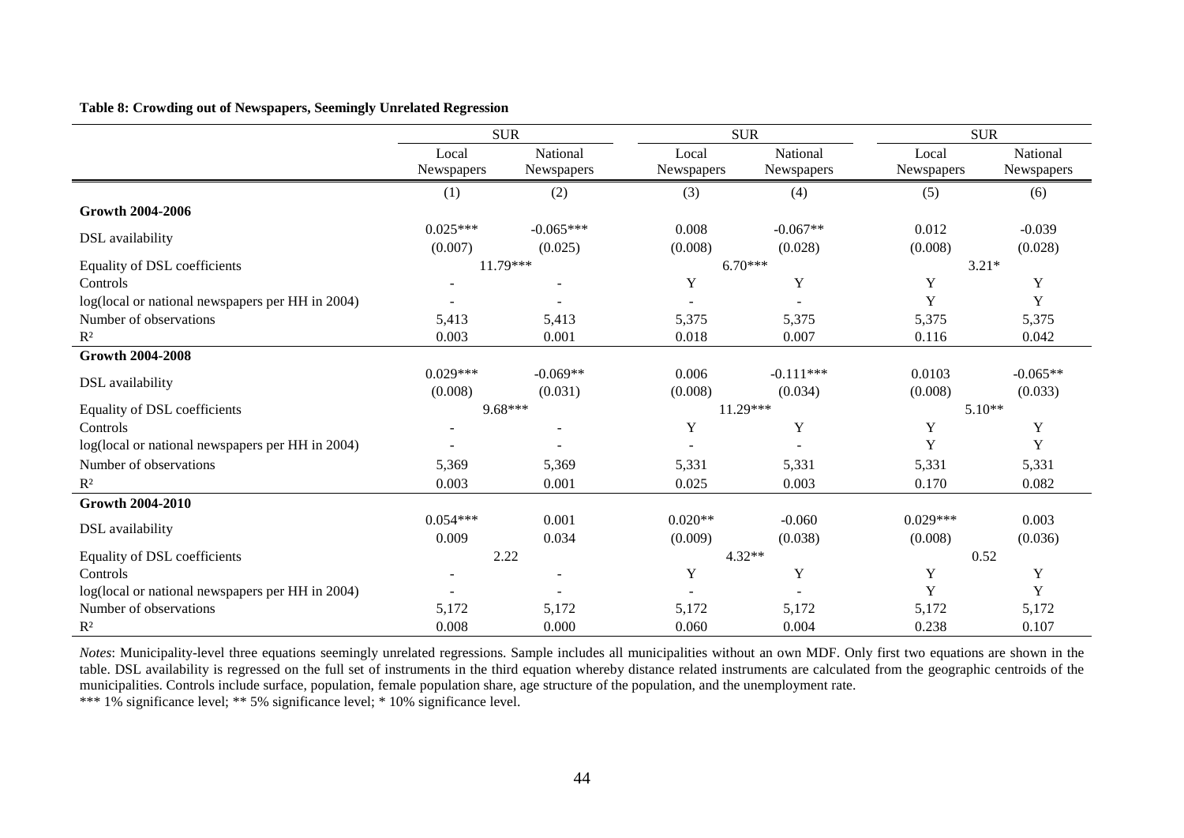**Table 8: Crowding out of Newspapers, Seemingly Unrelated Regression**

| | SUR | | SUR | | SUR | |
|---|---|---|---|---|---|---|
| | Local Newspapers | National Newspapers | Local Newspapers | National Newspapers | Local Newspapers | National Newspapers |
| | (1) | (2) | (3) | (4) | (5) | (6) |
| **Growth 2004-2006** | | | | | | |
| DSL availability | 0.025*** | -0.065*** | 0.008 | -0.067** | 0.012 | -0.039 |
| | (0.007) | (0.025) | (0.008) | (0.028) | (0.008) | (0.028) |
| Equality of DSL coefficients | 11.79*** | | 6.70*** | | 3.21* | |
| Controls | - | - | Y | Y | Y | Y |
| log(local or national newspapers per HH in 2004) | - | - | - | - | Y | Y |
| Number of observations | 5,413 | 5,413 | 5,375 | 5,375 | 5,375 | 5,375 |
| $R^2$ | 0.003 | 0.001 | 0.018 | 0.007 | 0.116 | 0.042 |
| **Growth 2004-2008** | | | | | | |
| DSL availability | 0.029*** | -0.069** | 0.006 | -0.111*** | 0.0103 | -0.065** |
| | (0.008) | (0.031) | (0.008) | (0.034) | (0.008) | (0.033) |
| Equality of DSL coefficients | 9.68*** | | 11.29*** | | 5.10** | |
| Controls | - | - | Y | Y | Y | Y |
| log(local or national newspapers per HH in 2004) | - | - | - | - | Y | Y |
| Number of observations | 5,369 | 5,369 | 5,331 | 5,331 | 5,331 | 5,331 |
| $R^2$ | 0.003 | 0.001 | 0.025 | 0.003 | 0.170 | 0.082 |
| **Growth 2004-2010** | | | | | | |
| DSL availability | 0.054*** | 0.001 | 0.020** | -0.060 | 0.029*** | 0.003 |
| | 0.009 | 0.034 | (0.009) | (0.038) | (0.008) | (0.036) |
| Equality of DSL coefficients | 2.22 | | 4.32** | | 0.52 | |
| Controls | - | - | Y | Y | Y | Y |
| log(local or national newspapers per HH in 2004) | - | - | - | - | Y | Y |
| Number of observations | 5,172 | 5,172 | 5,172 | 5,172 | 5,172 | 5,172 |
| $R^2$ | 0.008 | 0.000 | 0.060 | 0.004 | 0.238 | 0.107 |

*Notes*: Municipality-level three equations seemingly unrelated regressions. Sample includes all municipalities without an own MDF. Only first two equations are shown in the table. DSL availability is regressed on the full set of instruments in the third equation whereby distance related instruments are calculated from the geographic centroids of the municipalities. Controls include surface, population, female population share, age structure of the population, and the unemployment rate.

*** 1% significance level; ** 5% significance level; * 10% significance level.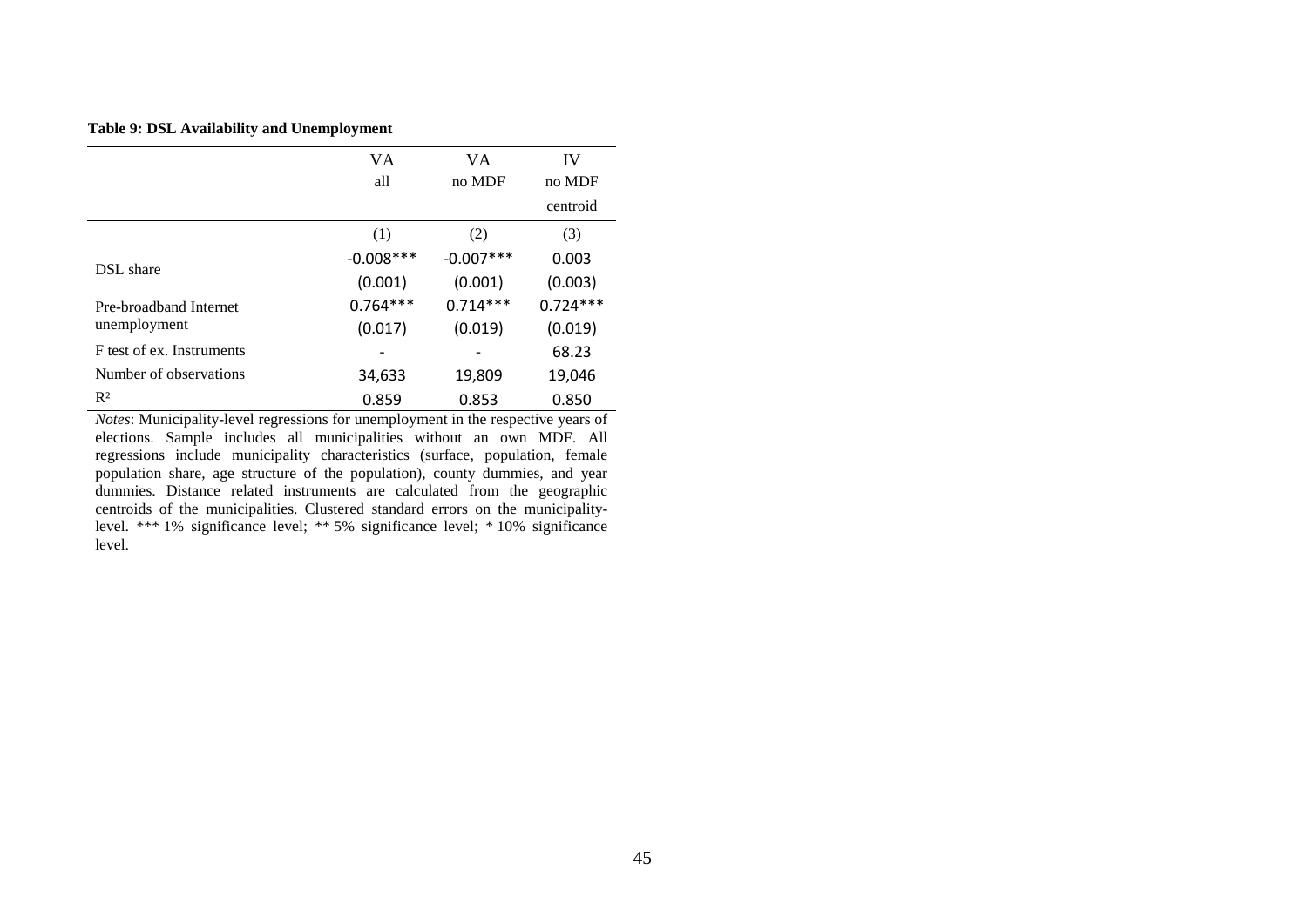**Table 9: DSL Availability and Unemployment**

| | VA all | VA no MDF | IV no MDF centroid |
|---|---|---|---|
| | (1) | (2) | (3) |
| DSL share | -0.008*** | -0.007*** | 0.003 |
| | (0.001) | (0.001) | (0.003) |
| Pre-broadband Internet unemployment | 0.764*** | 0.714*** | 0.724*** |
| | (0.017) | (0.019) | (0.019) |
| F test of ex. Instruments | - | - | 68.23 |
| Number of observations | 34,633 | 19,809 | 19,046 |
| $R^2$ | 0.859 | 0.853 | 0.850 |

*Notes*: Municipality-level regressions for unemployment in the respective years of elections. Sample includes all municipalities without an own MDF. All regressions include municipality characteristics (surface, population, female population share, age structure of the population), county dummies, and year dummies. Distance related instruments are calculated from the geographic centroids of the municipalities. Clustered standard errors on the municipality-level. *** 1% significance level; ** 5% significance level; * 10% significance level.